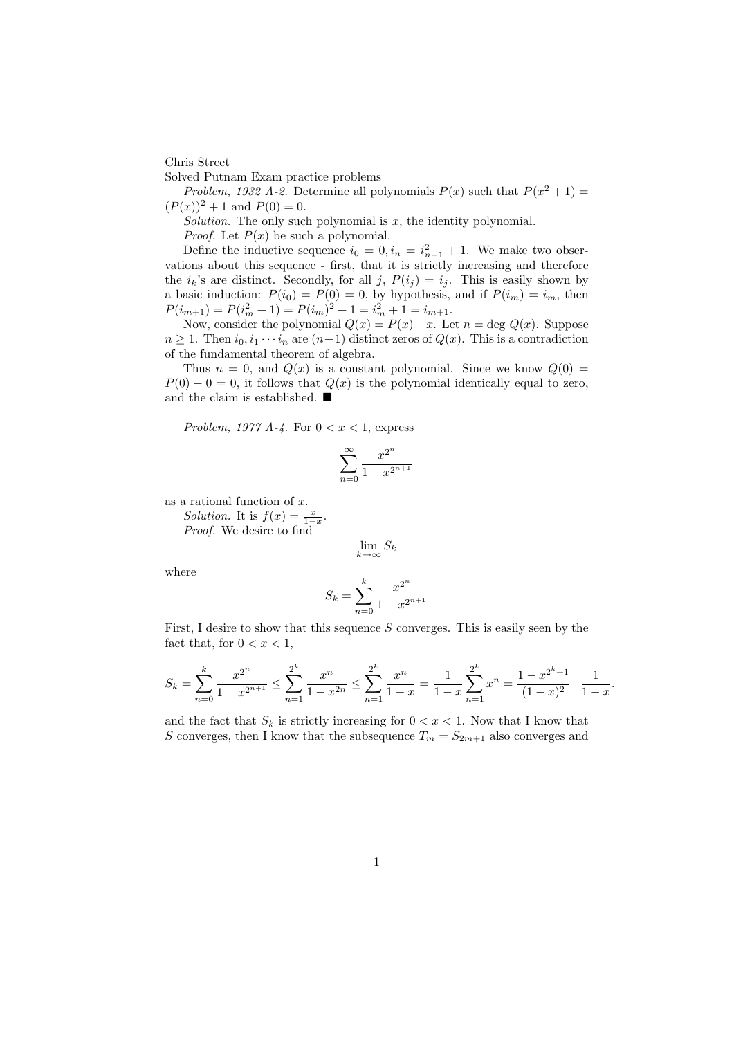Chris Street

Solved Putnam Exam practice problems

*Problem, 1932 A-2.* Determine all polynomials $P(x)$ such that $P(x^2+1) = (P(x))^2+1$ and $P(0) = 0$.

*Solution.* The only such polynomial is $x$, the identity polynomial.

*Proof.* Let $P(x)$ be such a polynomial.

Define the inductive sequence $i_0 = 0, i_n = i_{n-1}^2 + 1$. We make two observations about this sequence - first, that it is strictly increasing and therefore the $i_k$'s are distinct. Secondly, for all $j$, $P(i_j) = i_j$. This is easily shown by a basic induction: $P(i_0) = P(0) = 0$, by hypothesis, and if $P(i_m) = i_m$, then $P(i_{m+1}) = P(i_m^2+1) = P(i_m)^2 + 1 = i_m^2 + 1 = i_{m+1}$.

Now, consider the polynomial $Q(x) = P(x) - x$. Let $n = \deg Q(x)$. Suppose $n \geq 1$. Then $i_0, i_1 \cdots i_n$ are $(n+1)$ distinct zeros of $Q(x)$. This is a contradiction of the fundamental theorem of algebra.

Thus $n = 0$, and $Q(x)$ is a constant polynomial. Since we know $Q(0) = P(0) - 0 = 0$, it follows that $Q(x)$ is the polynomial identically equal to zero, and the claim is established. ■

*Problem, 1977 A-4.* For $0 < x < 1$, express

$$\sum_{n=0}^{\infty} \frac{x^{2^n}}{1 - x^{2^{n+1}}}$$

as a rational function of $x$.

*Solution.* It is $f(x) = \frac{x}{1-x}$.

*Proof.* We desire to find

$$\lim_{k \to \infty} S_k$$

where

$$S_k = \sum_{n=0}^{k} \frac{x^{2^n}}{1 - x^{2^{n+1}}}$$

First, I desire to show that this sequence $S$ converges. This is easily seen by the fact that, for $0 < x < 1$,

$$S_k = \sum_{n=0}^{k} \frac{x^{2^n}}{1 - x^{2^{n+1}}} \leq \sum_{n=1}^{2^k} \frac{x^n}{1 - x^{2n}} \leq \sum_{n=1}^{2^k} \frac{x^n}{1-x} = \frac{1}{1-x} \sum_{n=1}^{2^k} x^n = \frac{1 - x^{2^k+1}}{(1-x)^2} - \frac{1}{1-x}.$$

and the fact that $S_k$ is strictly increasing for $0 < x < 1$. Now that I know that $S$ converges, then I know that the subsequence $T_m = S_{2m+1}$ also converges and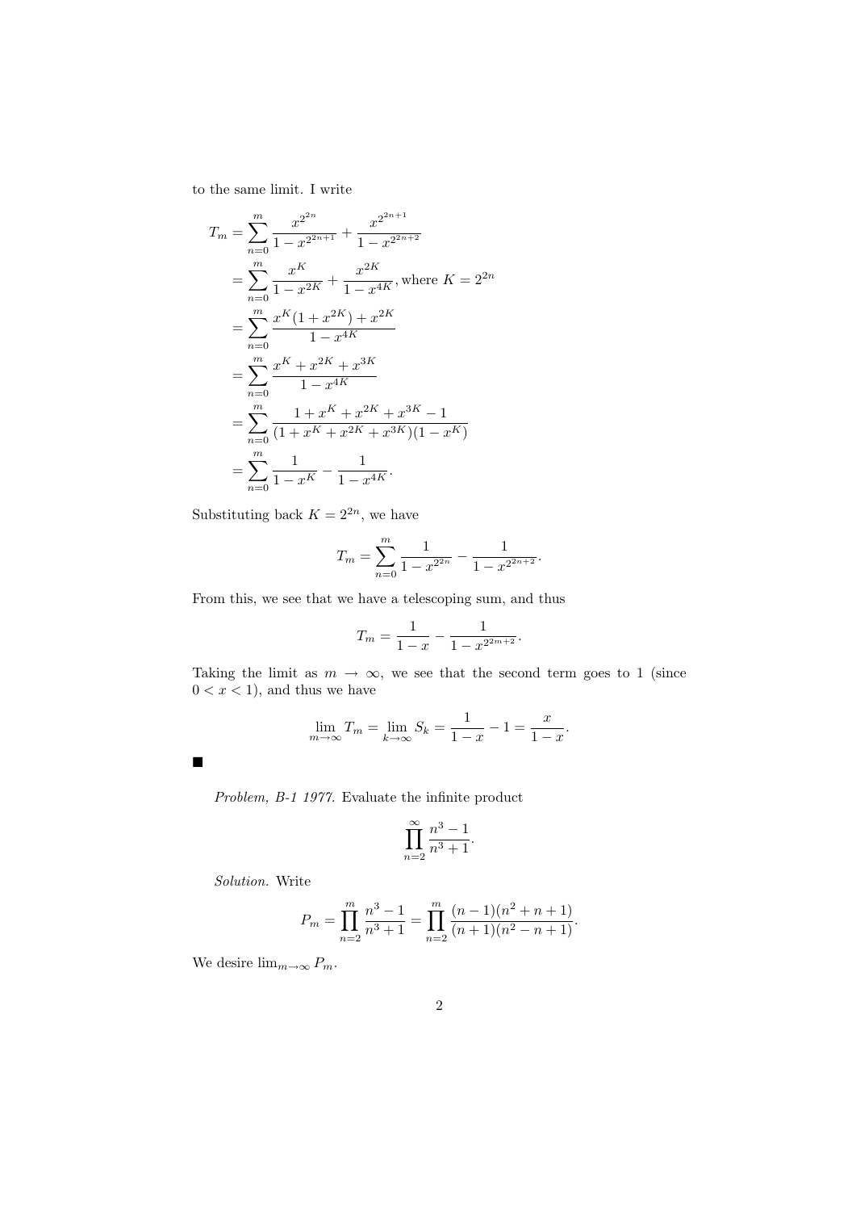to the same limit. I write

$$
\begin{aligned}
T_m &= \sum_{n=0}^{m} \frac{x^{2^{2n}}}{1-x^{2^{2n+1}}} + \frac{x^{2^{2n+1}}}{1-x^{2^{2n+2}}} \\
&= \sum_{n=0}^{m} \frac{x^K}{1-x^{2K}} + \frac{x^{2K}}{1-x^{4K}}, \text{where } K = 2^{2n} \\
&= \sum_{n=0}^{m} \frac{x^K(1+x^{2K}) + x^{2K}}{1-x^{4K}} \\
&= \sum_{n=0}^{m} \frac{x^K + x^{2K} + x^{3K}}{1-x^{4K}} \\
&= \sum_{n=0}^{m} \frac{1 + x^K + x^{2K} + x^{3K} - 1}{(1 + x^K + x^{2K} + x^{3K})(1-x^K)} \\
&= \sum_{n=0}^{m} \frac{1}{1-x^K} - \frac{1}{1-x^{4K}}.
\end{aligned}
$$

Substituting back $K = 2^{2n}$, we have

$$
T_m = \sum_{n=0}^{m} \frac{1}{1-x^{2^{2n}}} - \frac{1}{1-x^{2^{2n+2}}}.
$$

From this, we see that we have a telescoping sum, and thus

$$
T_m = \frac{1}{1-x} - \frac{1}{1-x^{2^{2m+2}}}.
$$

Taking the limit as $m \to \infty$, we see that the second term goes to 1 (since $0 < x < 1$), and thus we have

$$
\lim_{m\to\infty} T_m = \lim_{k\to\infty} S_k = \frac{1}{1-x} - 1 = \frac{x}{1-x}.
$$

■

*Problem, B-1 1977.* Evaluate the infinite product

$$
\prod_{n=2}^{\infty} \frac{n^3 - 1}{n^3 + 1}.
$$

*Solution.* Write

$$
P_m = \prod_{n=2}^{m} \frac{n^3 - 1}{n^3 + 1} = \prod_{n=2}^{m} \frac{(n-1)(n^2+n+1)}{(n+1)(n^2-n+1)}.
$$

We desire $\lim_{m\to\infty} P_m$.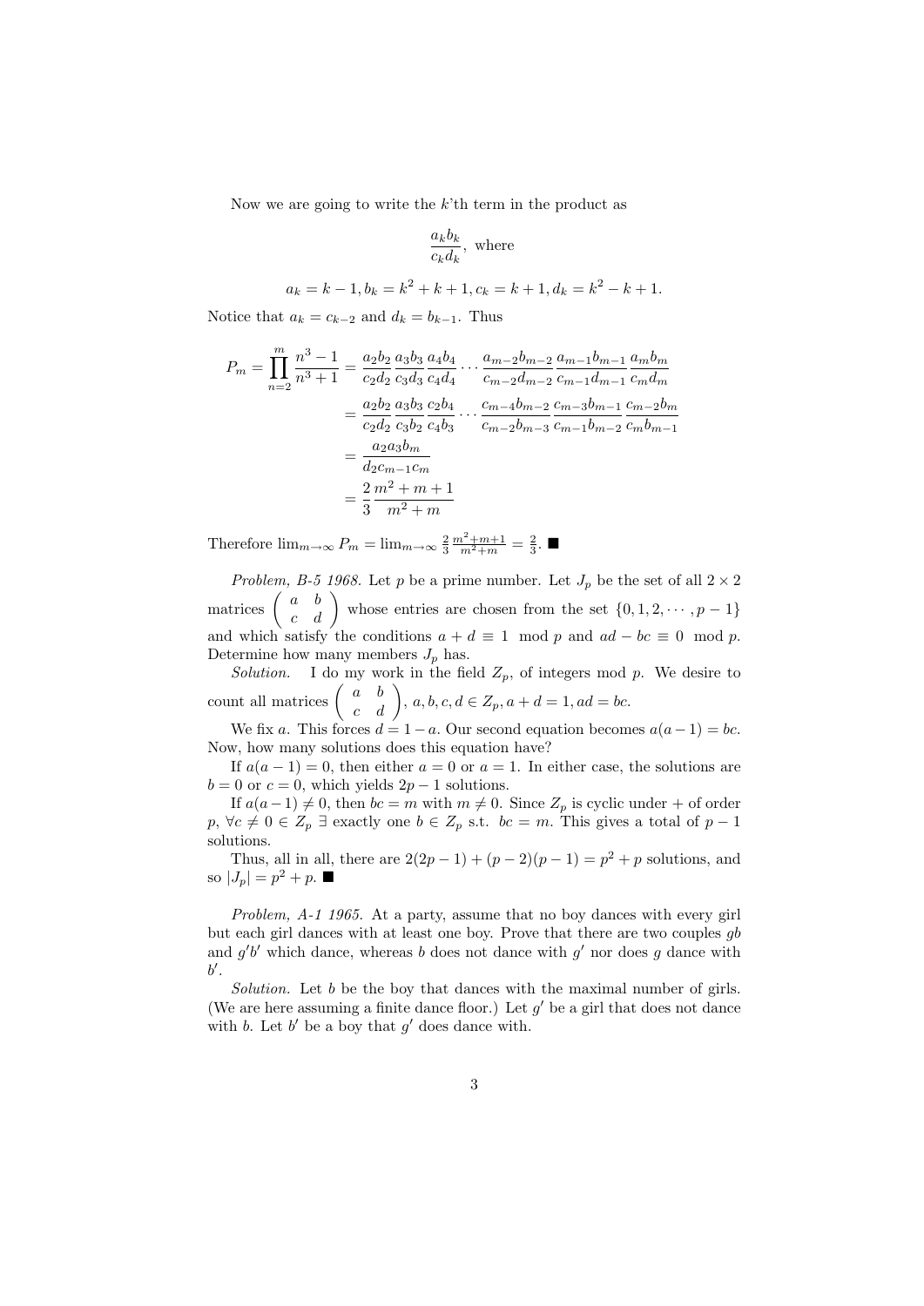Now we are going to write the $k$'th term in the product as

$$\frac{a_k b_k}{c_k d_k}, \text{ where}$$

$$a_k = k-1, b_k = k^2+k+1, c_k = k+1, d_k = k^2-k+1.$$

Notice that $a_k = c_{k-2}$ and $d_k = b_{k-1}$. Thus

$$\begin{aligned}
P_m = \prod_{n=2}^{m} \frac{n^3-1}{n^3+1} &= \frac{a_2 b_2}{c_2 d_2}\frac{a_3 b_3}{c_3 d_3}\frac{a_4 b_4}{c_4 d_4}\cdots\frac{a_{m-2} b_{m-2}}{c_{m-2} d_{m-2}}\frac{a_{m-1} b_{m-1}}{c_{m-1} d_{m-1}}\frac{a_m b_m}{c_m d_m} \\
&= \frac{a_2 b_2}{c_2 d_2}\frac{a_3 b_3}{c_3 b_2}\frac{c_2 b_4}{c_4 b_3}\cdots\frac{c_{m-4} b_{m-2}}{c_{m-2} b_{m-3}}\frac{c_{m-3} b_{m-1}}{c_{m-1} b_{m-2}}\frac{c_{m-2} b_m}{c_m b_{m-1}} \\
&= \frac{a_2 a_3 b_m}{d_2 c_{m-1} c_m} \\
&= \frac{2}{3}\frac{m^2+m+1}{m^2+m}
\end{aligned}$$

Therefore $\lim_{m\to\infty} P_m = \lim_{m\to\infty} \frac{2}{3}\frac{m^2+m+1}{m^2+m} = \frac{2}{3}$. ■

*Problem, B-5 1968.* Let $p$ be a prime number. Let $J_p$ be the set of all $2\times 2$ matrices $\begin{pmatrix} a & b \\ c & d \end{pmatrix}$ whose entries are chosen from the set $\{0, 1, 2, \cdots, p-1\}$ and which satisfy the conditions $a + d \equiv 1 \mod p$ and $ad - bc \equiv 0 \mod p$. Determine how many members $J_p$ has.

*Solution.* I do my work in the field $Z_p$, of integers mod $p$. We desire to count all matrices $\begin{pmatrix} a & b \\ c & d \end{pmatrix}$, $a, b, c, d \in Z_p, a + d = 1, ad = bc$.

We fix $a$. This forces $d = 1 - a$. Our second equation becomes $a(a-1) = bc$. Now, how many solutions does this equation have?

If $a(a-1) = 0$, then either $a = 0$ or $a = 1$. In either case, the solutions are $b = 0$ or $c = 0$, which yields $2p - 1$ solutions.

If $a(a-1) \neq 0$, then $bc = m$ with $m \neq 0$. Since $Z_p$ is cyclic under $+$ of order $p$, $\forall c \neq 0 \in Z_p \ \exists$ exactly one $b \in Z_p$ s.t. $bc = m$. This gives a total of $p - 1$ solutions.

Thus, all in all, there are $2(2p-1) + (p-2)(p-1) = p^2 + p$ solutions, and so $|J_p| = p^2 + p$. ■

*Problem, A-1 1965.* At a party, assume that no boy dances with every girl but each girl dances with at least one boy. Prove that there are two couples $gb$ and $g'b'$ which dance, whereas $b$ does not dance with $g'$ nor does $g$ dance with $b'$.

*Solution.* Let $b$ be the boy that dances with the maximal number of girls. (We are here assuming a finite dance floor.) Let $g'$ be a girl that does not dance with $b$. Let $b'$ be a boy that $g'$ does dance with.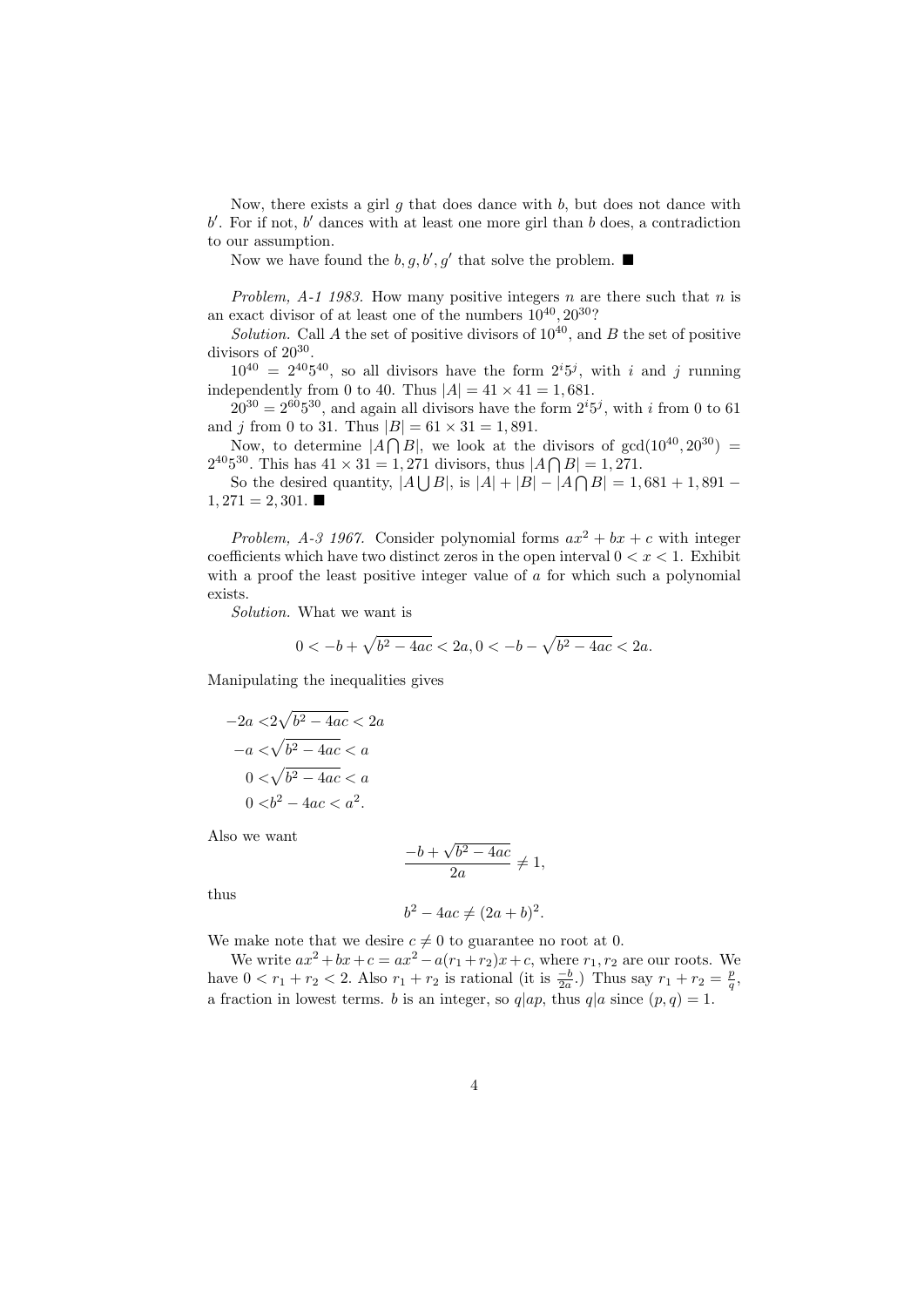Now, there exists a girl $g$ that does dance with $b$, but does not dance with $b'$. For if not, $b'$ dances with at least one more girl than $b$ does, a contradiction to our assumption.

Now we have found the $b, g, b', g'$ that solve the problem. ■

*Problem, A-1 1983.* How many positive integers $n$ are there such that $n$ is an exact divisor of at least one of the numbers $10^{40}, 20^{30}$?

*Solution.* Call $A$ the set of positive divisors of $10^{40}$, and $B$ the set of positive divisors of $20^{30}$.

$10^{40} = 2^{40}5^{40}$, so all divisors have the form $2^i5^j$, with $i$ and $j$ running independently from 0 to 40. Thus $|A| = 41 \times 41 = 1,681$.

$20^{30} = 2^{60}5^{30}$, and again all divisors have the form $2^i5^j$, with $i$ from 0 to 61 and $j$ from 0 to 31. Thus $|B| = 61 \times 31 = 1,891$.

Now, to determine $|A \bigcap B|$, we look at the divisors of $\gcd(10^{40}, 20^{30}) = 2^{40}5^{30}$. This has $41 \times 31 = 1,271$ divisors, thus $|A \bigcap B| = 1,271$.

So the desired quantity, $|A \bigcup B|$, is $|A| + |B| - |A \bigcap B| = 1,681 + 1,891 - 1,271 = 2,301$. ■

*Problem, A-3 1967.* Consider polynomial forms $ax^2 + bx + c$ with integer coefficients which have two distinct zeros in the open interval $0 < x < 1$. Exhibit with a proof the least positive integer value of $a$ for which such a polynomial exists.

*Solution.* What we want is

$$0 < -b + \sqrt{b^2 - 4ac} < 2a, 0 < -b - \sqrt{b^2 - 4ac} < 2a.$$

Manipulating the inequalities gives

$$\begin{aligned}
-2a <& 2\sqrt{b^2 - 4ac} < 2a \\
-a <& \sqrt{b^2 - 4ac} < a \\
0 <& \sqrt{b^2 - 4ac} < a \\
0 <& b^2 - 4ac < a^2.
\end{aligned}$$

Also we want

$$\frac{-b + \sqrt{b^2 - 4ac}}{2a} \neq 1,$$

thus

$$b^2 - 4ac \neq (2a + b)^2.$$

We make note that we desire $c \neq 0$ to guarantee no root at 0.

We write $ax^2 + bx + c = ax^2 - a(r_1 + r_2)x + c$, where $r_1, r_2$ are our roots. We have $0 < r_1 + r_2 < 2$. Also $r_1 + r_2$ is rational (it is $\frac{-b}{2a}$.) Thus say $r_1 + r_2 = \frac{p}{q}$, a fraction in lowest terms. $b$ is an integer, so $q|ap$, thus $q|a$ since $(p, q) = 1$.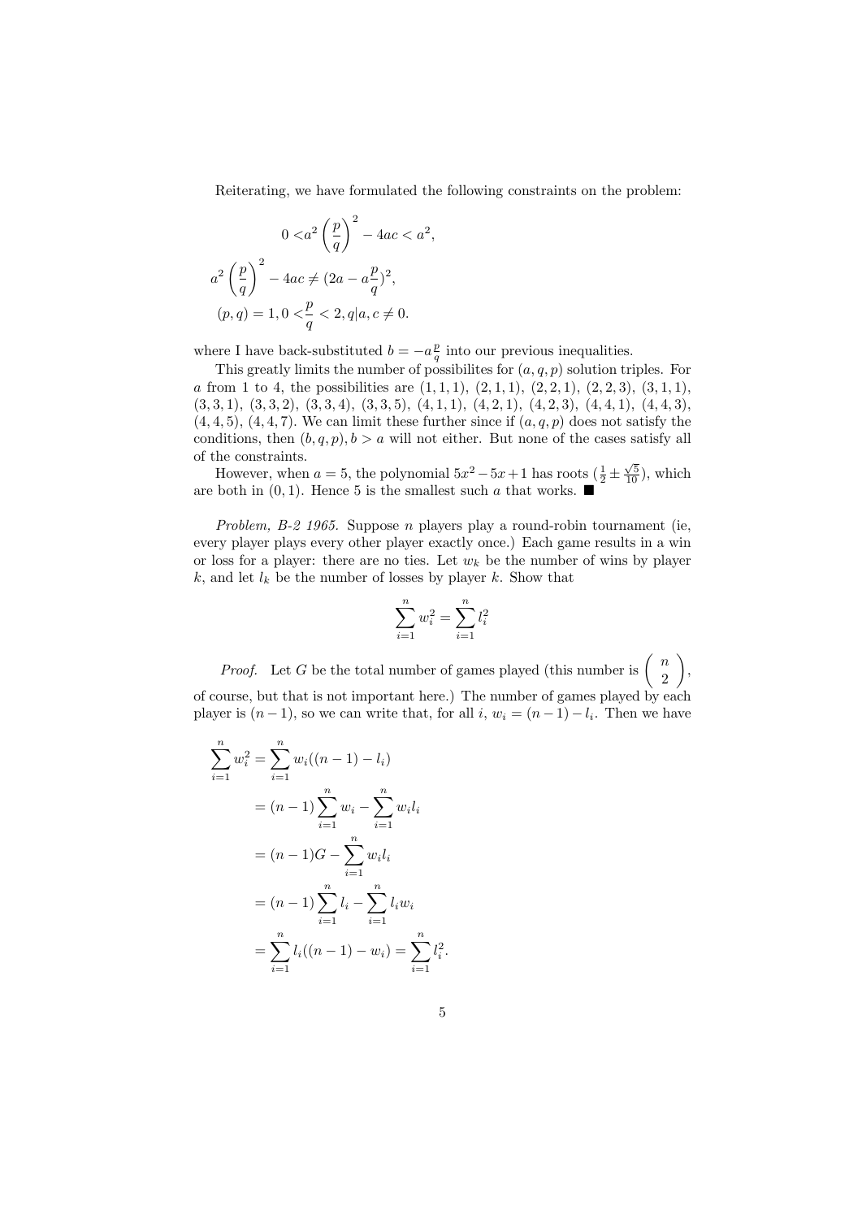Reiterating, we have formulated the following constraints on the problem:

$$
\begin{aligned}
0 <& a^2 \left(\frac{p}{q}\right)^2 - 4ac < a^2, \\
a^2 \left(\frac{p}{q}\right)^2 &- 4ac \neq (2a - a\frac{p}{q})^2, \\
(p, q) &= 1, 0 < \frac{p}{q} < 2, q | a, c \neq 0.
\end{aligned}
$$

where I have back-substituted $b = -a\frac{p}{q}$ into our previous inequalities.

This greatly limits the number of possibilites for $(a, q, p)$ solution triples. For $a$ from 1 to 4, the possibilities are $(1, 1, 1)$, $(2, 1, 1)$, $(2, 2, 1)$, $(2, 2, 3)$, $(3, 1, 1)$, $(3, 3, 1)$, $(3, 3, 2)$, $(3, 3, 4)$, $(3, 3, 5)$, $(4, 1, 1)$, $(4, 2, 1)$, $(4, 2, 3)$, $(4, 4, 1)$, $(4, 4, 3)$, $(4, 4, 5)$, $(4, 4, 7)$. We can limit these further since if $(a, q, p)$ does not satisfy the conditions, then $(b, q, p), b > a$ will not either. But none of the cases satisfy all of the constraints.

However, when $a = 5$, the polynomial $5x^2 - 5x + 1$ has roots $(\frac{1}{2} \pm \frac{\sqrt{5}}{10})$, which are both in $(0, 1)$. Hence 5 is the smallest such $a$ that works. ■

*Problem, B-2 1965.* Suppose $n$ players play a round-robin tournament (ie, every player plays every other player exactly once.) Each game results in a win or loss for a player: there are no ties. Let $w_k$ be the number of wins by player $k$, and let $l_k$ be the number of losses by player $k$. Show that

$$
\sum_{i=1}^{n} w_i^2 = \sum_{i=1}^{n} l_i^2
$$

*Proof.* Let $G$ be the total number of games played (this number is $\left(\begin{array}{c} n \\ 2 \end{array}\right)$, of course, but that is not important here.) The number of games played by each player is $(n-1)$, so we can write that, for all $i$, $w_i = (n-1) - l_i$. Then we have

$$
\begin{aligned}
\sum_{i=1}^{n} w_i^2 &= \sum_{i=1}^{n} w_i((n-1) - l_i) \\
&= (n-1)\sum_{i=1}^{n} w_i - \sum_{i=1}^{n} w_i l_i \\
&= (n-1)G - \sum_{i=1}^{n} w_i l_i \\
&= (n-1)\sum_{i=1}^{n} l_i - \sum_{i=1}^{n} l_i w_i \\
&= \sum_{i=1}^{n} l_i((n-1) - w_i) = \sum_{i=1}^{n} l_i^2.
\end{aligned}
$$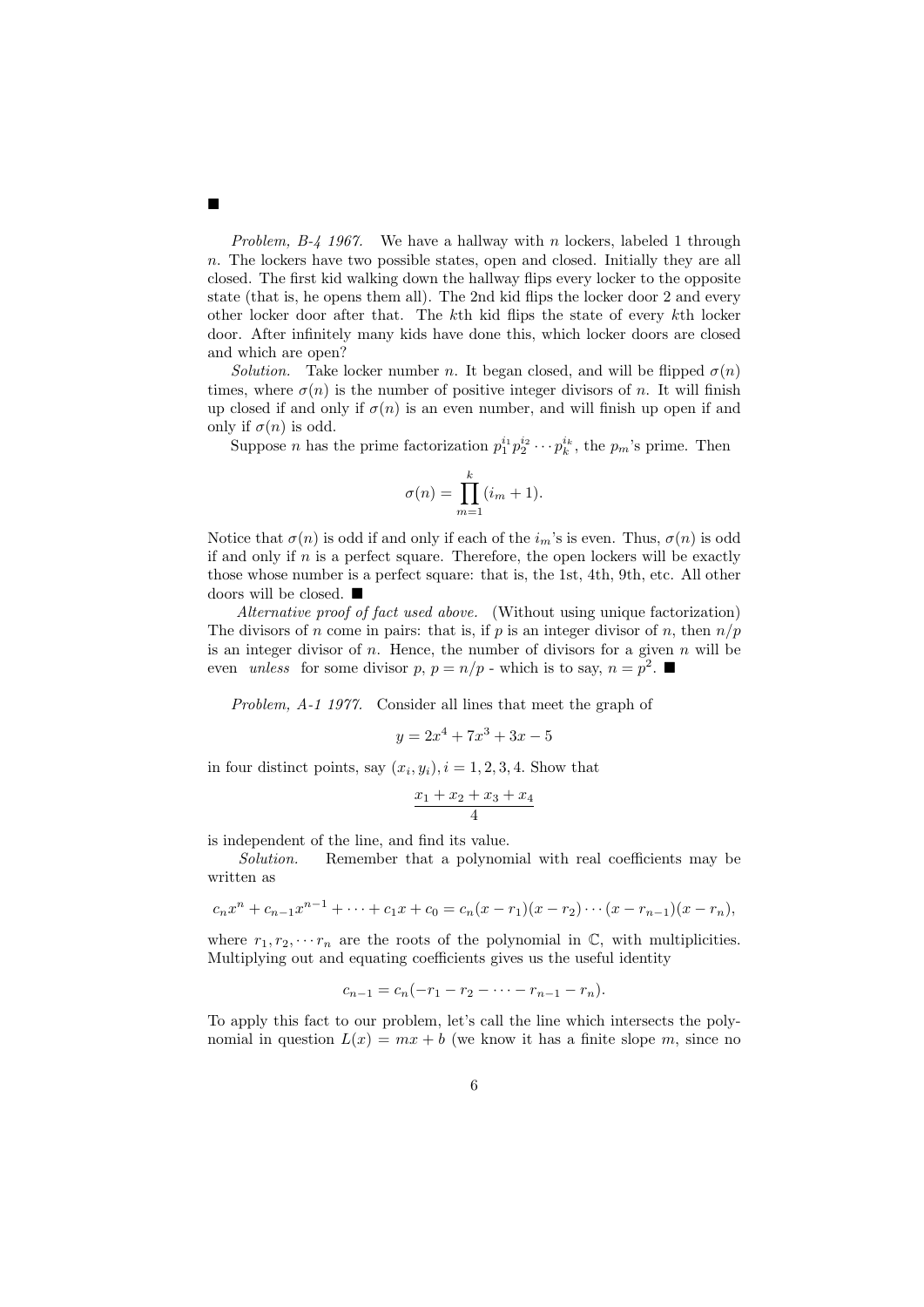■

*Problem, B-4 1967.* We have a hallway with $n$ lockers, labeled 1 through $n$. The lockers have two possible states, open and closed. Initially they are all closed. The first kid walking down the hallway flips every locker to the opposite state (that is, he opens them all). The 2nd kid flips the locker door 2 and every other locker door after that. The $k$th kid flips the state of every $k$th locker door. After infinitely many kids have done this, which locker doors are closed and which are open?

*Solution.* Take locker number $n$. It began closed, and will be flipped $\sigma(n)$ times, where $\sigma(n)$ is the number of positive integer divisors of $n$. It will finish up closed if and only if $\sigma(n)$ is an even number, and will finish up open if and only if $\sigma(n)$ is odd.

Suppose $n$ has the prime factorization $p_1^{i_1} p_2^{i_2} \cdots p_k^{i_k}$, the $p_m$'s prime. Then

$$\sigma(n) = \prod_{m=1}^{k} (i_m + 1).$$

Notice that $\sigma(n)$ is odd if and only if each of the $i_m$'s is even. Thus, $\sigma(n)$ is odd if and only if $n$ is a perfect square. Therefore, the open lockers will be exactly those whose number is a perfect square: that is, the 1st, 4th, 9th, etc. All other doors will be closed. ■

*Alternative proof of fact used above.* (Without using unique factorization) The divisors of $n$ come in pairs: that is, if $p$ is an integer divisor of $n$, then $n/p$ is an integer divisor of $n$. Hence, the number of divisors for a given $n$ will be even *unless* for some divisor $p$, $p = n/p$ - which is to say, $n = p^2$. ■

*Problem, A-1 1977.* Consider all lines that meet the graph of

$$y = 2x^4 + 7x^3 + 3x - 5$$

in four distinct points, say $(x_i, y_i), i = 1, 2, 3, 4$. Show that

$$\frac{x_1 + x_2 + x_3 + x_4}{4}$$

is independent of the line, and find its value.

*Solution.* Remember that a polynomial with real coefficients may be written as

$$c_n x^n + c_{n-1}x^{n-1} + \cdots + c_1 x + c_0 = c_n(x - r_1)(x - r_2) \cdots (x - r_{n-1})(x - r_n),$$

where $r_1, r_2, \cdots r_n$ are the roots of the polynomial in $\mathbb{C}$, with multiplicities. Multiplying out and equating coefficients gives us the useful identity

$$c_{n-1} = c_n(-r_1 - r_2 - \cdots - r_{n-1} - r_n).$$

To apply this fact to our problem, let's call the line which intersects the polynomial in question $L(x) = mx + b$ (we know it has a finite slope $m$, since no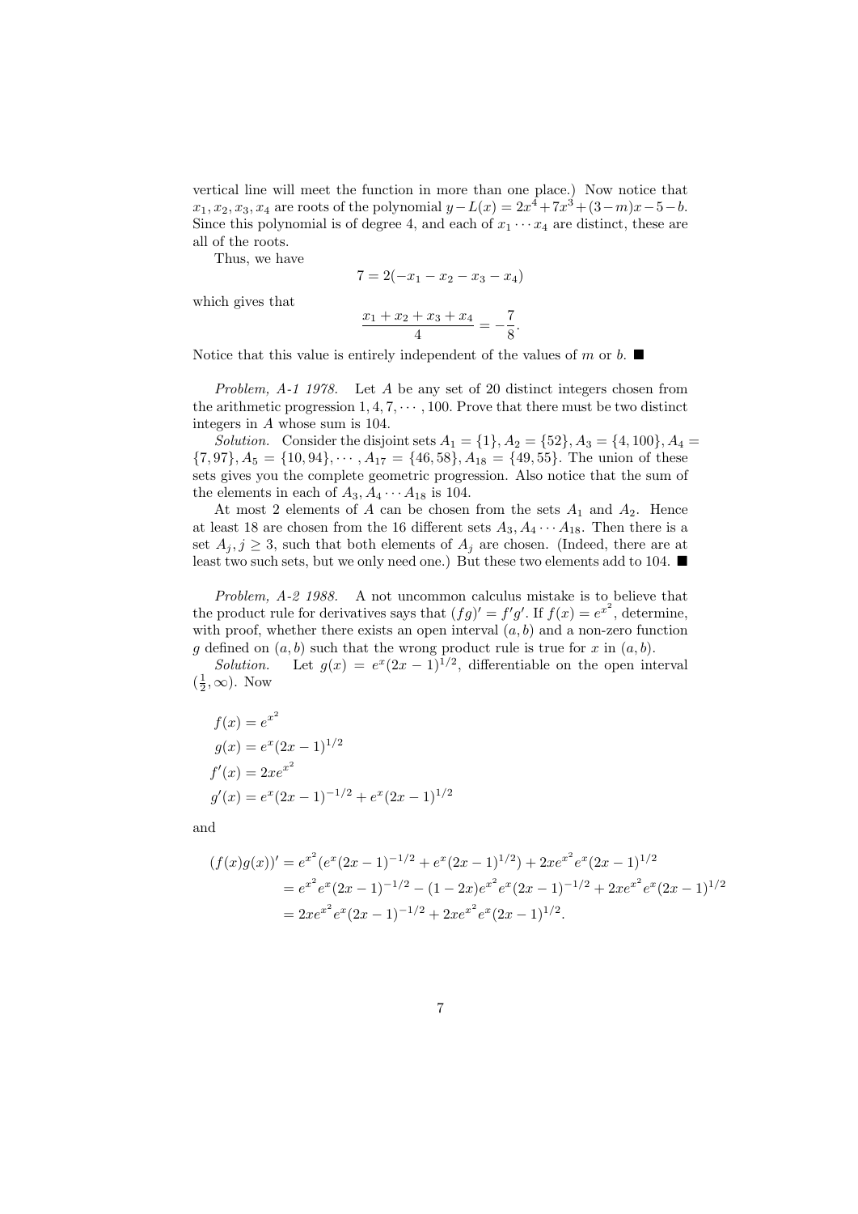vertical line will meet the function in more than one place.) Now notice that $x_1, x_2, x_3, x_4$ are roots of the polynomial $y - L(x) = 2x^4 + 7x^3 + (3-m)x - 5 - b$. Since this polynomial is of degree 4, and each of $x_1 \cdots x_4$ are distinct, these are all of the roots.

Thus, we have

$$7 = 2(-x_1 - x_2 - x_3 - x_4)$$

which gives that

$$\frac{x_1 + x_2 + x_3 + x_4}{4} = -\frac{7}{8}.$$

Notice that this value is entirely independent of the values of $m$ or $b$. ■

*Problem, A-1 1978.* Let $A$ be any set of 20 distinct integers chosen from the arithmetic progression $1, 4, 7, \cdots, 100$. Prove that there must be two distinct integers in $A$ whose sum is 104.

*Solution.* Consider the disjoint sets $A_1 = \{1\}, A_2 = \{52\}, A_3 = \{4, 100\}, A_4 = \{7, 97\}, A_5 = \{10, 94\}, \cdots, A_{17} = \{46, 58\}, A_{18} = \{49, 55\}$. The union of these sets gives you the complete geometric progression. Also notice that the sum of the elements in each of $A_3, A_4 \cdots A_{18}$ is 104.

At most 2 elements of $A$ can be chosen from the sets $A_1$ and $A_2$. Hence at least 18 are chosen from the 16 different sets $A_3, A_4 \cdots A_{18}$. Then there is a set $A_j, j \geq 3$, such that both elements of $A_j$ are chosen. (Indeed, there are at least two such sets, but we only need one.) But these two elements add to 104. ■

*Problem, A-2 1988.* A not uncommon calculus mistake is to believe that the product rule for derivatives says that $(fg)' = f'g'$. If $f(x) = e^{x^2}$, determine, with proof, whether there exists an open interval $(a, b)$ and a non-zero function $g$ defined on $(a, b)$ such that the wrong product rule is true for $x$ in $(a, b)$.

*Solution.* Let $g(x) = e^x(2x-1)^{1/2}$, differentiable on the open interval $(\frac{1}{2}, \infty)$. Now

$$\begin{aligned}
f(x) &= e^{x^2} \\
g(x) &= e^x(2x-1)^{1/2} \\
f'(x) &= 2xe^{x^2} \\
g'(x) &= e^x(2x-1)^{-1/2} + e^x(2x-1)^{1/2}
\end{aligned}$$

and

$$\begin{aligned}
(f(x)g(x))' &= e^{x^2}(e^x(2x-1)^{-1/2} + e^x(2x-1)^{1/2}) + 2xe^{x^2}e^x(2x-1)^{1/2} \\
&= e^{x^2}e^x(2x-1)^{-1/2} - (1-2x)e^{x^2}e^x(2x-1)^{-1/2} + 2xe^{x^2}e^x(2x-1)^{1/2} \\
&= 2xe^{x^2}e^x(2x-1)^{-1/2} + 2xe^{x^2}e^x(2x-1)^{1/2}.
\end{aligned}$$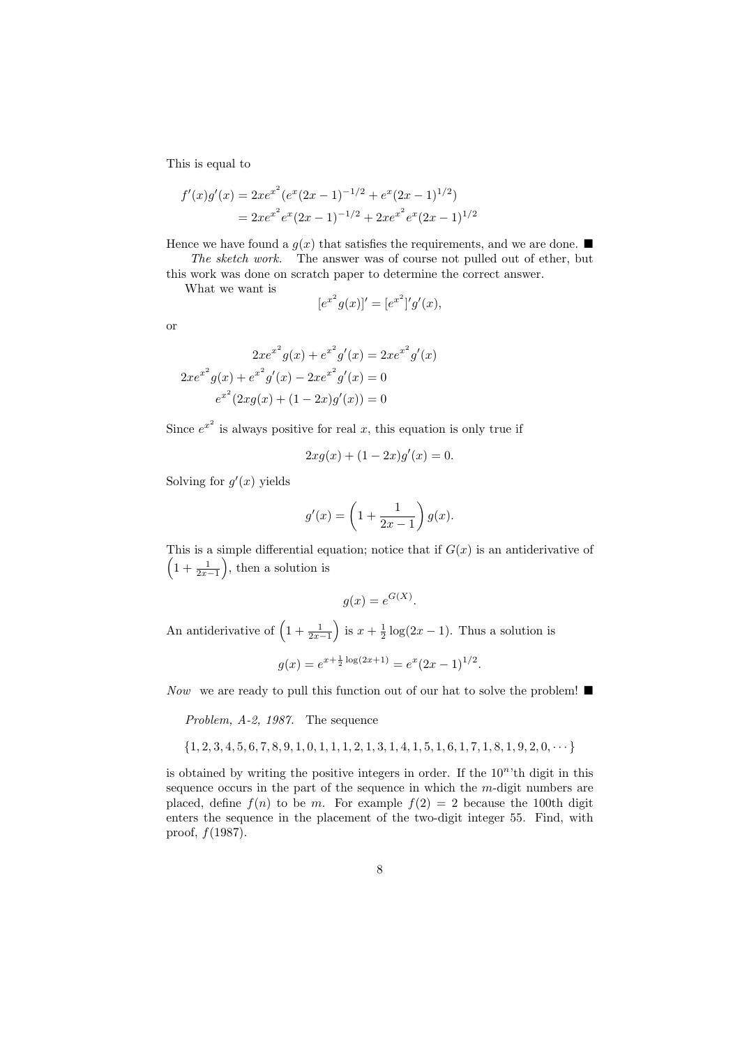This is equal to

$$
\begin{aligned}
f'(x)g'(x) &= 2xe^{x^2}(e^x(2x-1)^{-1/2} + e^x(2x-1)^{1/2}) \\
&= 2xe^{x^2}e^x(2x-1)^{-1/2} + 2xe^{x^2}e^x(2x-1)^{1/2}
\end{aligned}
$$

Hence we have found a $g(x)$ that satisfies the requirements, and we are done. ■

*The sketch work.* The answer was of course not pulled out of ether, but this work was done on scratch paper to determine the correct answer.

What we want is

$$[e^{x^2}g(x)]' = [e^{x^2}]'g'(x),$$

or

$$
\begin{aligned}
2xe^{x^2}g(x) + e^{x^2}g'(x) &= 2xe^{x^2}g'(x) \\
2xe^{x^2}g(x) + e^{x^2}g'(x) - 2xe^{x^2}g'(x) &= 0 \\
e^{x^2}(2xg(x) + (1-2x)g'(x)) &= 0
\end{aligned}
$$

Since $e^{x^2}$ is always positive for real $x$, this equation is only true if

$$2xg(x) + (1-2x)g'(x) = 0.$$

Solving for $g'(x)$ yields

$$g'(x) = \left(1 + \frac{1}{2x-1}\right)g(x).$$

This is a simple differential equation; notice that if $G(x)$ is an antiderivative of $\left(1 + \frac{1}{2x-1}\right)$, then a solution is

$$g(x) = e^{G(X)}.$$

An antiderivative of $\left(1 + \frac{1}{2x-1}\right)$ is $x + \frac{1}{2}\log(2x-1)$. Thus a solution is

$$g(x) = e^{x+\frac{1}{2}\log(2x+1)} = e^x(2x-1)^{1/2}.$$

*Now* we are ready to pull this function out of our hat to solve the problem! ■

*Problem, A-2, 1987.* The sequence

$$\{1, 2, 3, 4, 5, 6, 7, 8, 9, 1, 0, 1, 1, 1, 2, 1, 3, 1, 4, 1, 5, 1, 6, 1, 7, 1, 8, 1, 9, 2, 0, \cdots\}$$

is obtained by writing the positive integers in order. If the $10^n$'th digit in this sequence occurs in the part of the sequence in which the $m$-digit numbers are placed, define $f(n)$ to be $m$. For example $f(2) = 2$ because the 100th digit enters the sequence in the placement of the two-digit integer 55. Find, with proof, $f(1987)$.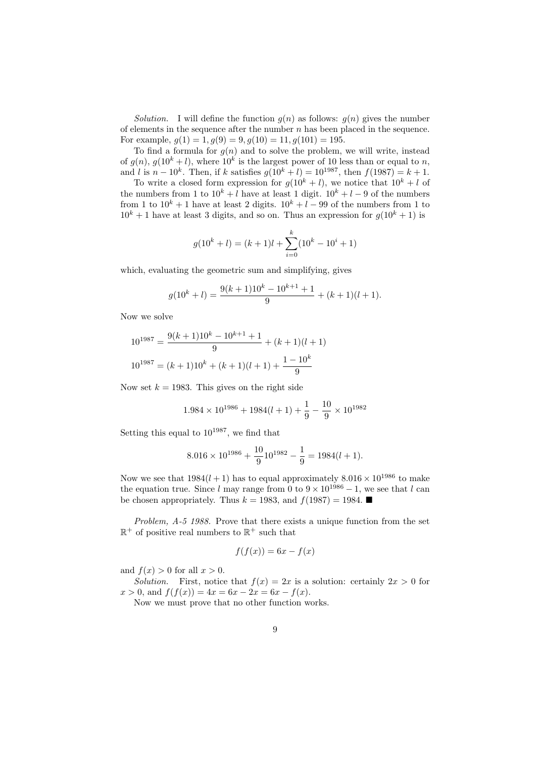*Solution.* I will define the function $g(n)$ as follows: $g(n)$ gives the number of elements in the sequence after the number $n$ has been placed in the sequence. For example, $g(1) = 1, g(9) = 9, g(10) = 11, g(101) = 195$.

To find a formula for $g(n)$ and to solve the problem, we will write, instead of $g(n)$, $g(10^k + l)$, where $10^k$ is the largest power of 10 less than or equal to $n$, and $l$ is $n - 10^k$. Then, if $k$ satisfies $g(10^k + l) = 10^{1987}$, then $f(1987) = k + 1$.

To write a closed form expression for $g(10^k + l)$, we notice that $10^k + l$ of the numbers from 1 to $10^k + l$ have at least 1 digit. $10^k + l - 9$ of the numbers from 1 to $10^k + 1$ have at least 2 digits. $10^k + l - 99$ of the numbers from 1 to $10^k + 1$ have at least 3 digits, and so on. Thus an expression for $g(10^k + 1)$ is

$$g(10^k + l) = (k+1)l + \sum_{i=0}^{k} (10^k - 10^i + 1)$$

which, evaluating the geometric sum and simplifying, gives

$$g(10^k + l) = \frac{9(k+1)10^k - 10^{k+1} + 1}{9} + (k+1)(l+1).$$

Now we solve

$$10^{1987} = \frac{9(k+1)10^k - 10^{k+1} + 1}{9} + (k+1)(l+1)$$

$$10^{1987} = (k+1)10^k + (k+1)(l+1) + \frac{1 - 10^k}{9}$$

Now set $k = 1983$. This gives on the right side

$$1.984 \times 10^{1986} + 1984(l+1) + \frac{1}{9} - \frac{10}{9} \times 10^{1982}$$

Setting this equal to $10^{1987}$, we find that

$$8.016 \times 10^{1986} + \frac{10}{9} 10^{1982} - \frac{1}{9} = 1984(l+1).$$

Now we see that $1984(l+1)$ has to equal approximately $8.016 \times 10^{1986}$ to make the equation true. Since $l$ may range from 0 to $9 \times 10^{1986} - 1$, we see that $l$ can be chosen appropriately. Thus $k = 1983$, and $f(1987) = 1984$. ■

*Problem, A-5 1988.* Prove that there exists a unique function from the set $\mathbb{R}^+$ of positive real numbers to $\mathbb{R}^+$ such that

$$f(f(x)) = 6x - f(x)$$

and $f(x) > 0$ for all $x > 0$.

*Solution.* First, notice that $f(x) = 2x$ is a solution: certainly $2x > 0$ for $x > 0$, and $f(f(x)) = 4x = 6x - 2x = 6x - f(x)$.

Now we must prove that no other function works.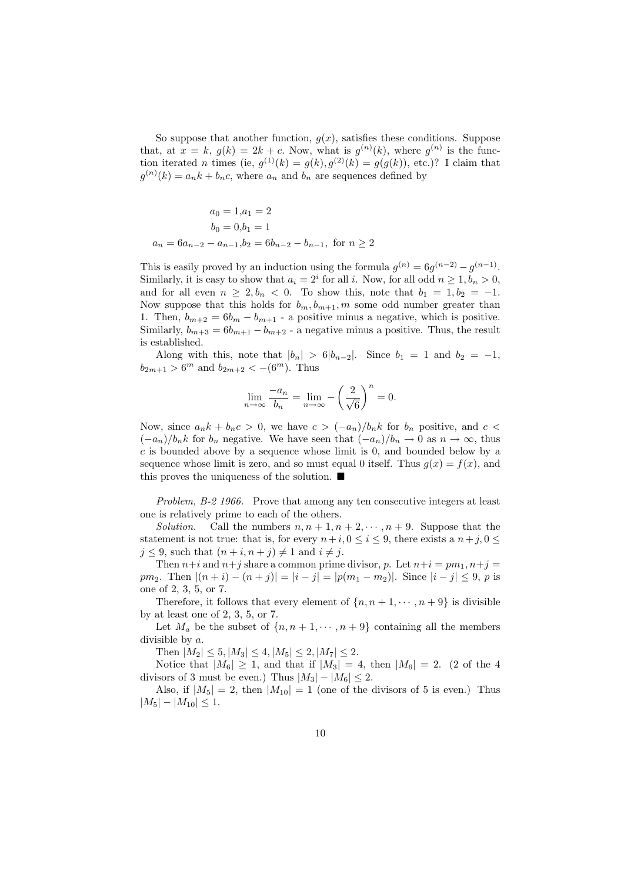So suppose that another function, $g(x)$, satisfies these conditions. Suppose that, at $x = k$, $g(k) = 2k + c$. Now, what is $g^{(n)}(k)$, where $g^{(n)}$ is the function iterated $n$ times (ie, $g^{(1)}(k) = g(k), g^{(2)}(k) = g(g(k))$, etc.)? I claim that $g^{(n)}(k) = a_n k + b_n c$, where $a_n$ and $b_n$ are sequences defined by

$$
\begin{aligned}
a_0 &= 1, a_1 = 2 \\
b_0 &= 0, b_1 = 1 \\
a_n &= 6a_{n-2} - a_{n-1}, b_2 = 6b_{n-2} - b_{n-1}, \text{ for } n \geq 2
\end{aligned}
$$

This is easily proved by an induction using the formula $g^{(n)} = 6g^{(n-2)} - g^{(n-1)}$. Similarly, it is easy to show that $a_i = 2^i$ for all $i$. Now, for all odd $n \geq 1, b_n > 0$, and for all even $n \geq 2, b_n < 0$. To show this, note that $b_1 = 1, b_2 = -1$. Now suppose that this holds for $b_m, b_{m+1}, m$ some odd number greater than 1. Then, $b_{m+2} = 6b_m - b_{m+1}$ - a positive minus a negative, which is positive. Similarly, $b_{m+3} = 6b_{m+1} - b_{m+2}$ - a negative minus a positive. Thus, the result is established.

Along with this, note that $|b_n| > 6|b_{n-2}|$. Since $b_1 = 1$ and $b_2 = -1$, $b_{2m+1} > 6^m$ and $b_{2m+2} < -(6^m)$. Thus

$$\lim_{n\to\infty} \frac{-a_n}{b_n} = \lim_{n\to\infty} -\left(\frac{2}{\sqrt{6}}\right)^n = 0.$$

Now, since $a_n k + b_n c > 0$, we have $c > (-a_n)/b_n k$ for $b_n$ positive, and $c < (-a_n)/b_n k$ for $b_n$ negative. We have seen that $(-a_n)/b_n \to 0$ as $n \to \infty$, thus $c$ is bounded above by a sequence whose limit is 0, and bounded below by a sequence whose limit is zero, and so must equal 0 itself. Thus $g(x) = f(x)$, and this proves the uniqueness of the solution. ■

*Problem, B-2 1966.* Prove that among any ten consecutive integers at least one is relatively prime to each of the others.

*Solution.* Call the numbers $n, n+1, n+2, \cdots, n+9$. Suppose that the statement is not true: that is, for every $n+i, 0 \leq i \leq 9$, there exists a $n+j, 0 \leq j \leq 9$, such that $(n+i, n+j) \neq 1$ and $i \neq j$.

Then $n+i$ and $n+j$ share a common prime divisor, $p$. Let $n+i = pm_1, n+j = pm_2$. Then $|(n+i)-(n+j)| = |i-j| = |p(m_1 - m_2)|$. Since $|i-j| \leq 9$, $p$ is one of 2, 3, 5, or 7.

Therefore, it follows that every element of $\{n, n+1, \cdots, n+9\}$ is divisible by at least one of 2, 3, 5, or 7.

Let $M_a$ be the subset of $\{n, n+1, \cdots, n+9\}$ containing all the members divisible by $a$.

Then $|M_2| \leq 5, |M_3| \leq 4, |M_5| \leq 2, |M_7| \leq 2$.

Notice that $|M_6| \geq 1$, and that if $|M_3| = 4$, then $|M_6| = 2$. (2 of the 4 divisors of 3 must be even.) Thus $|M_3| - |M_6| \leq 2$.

Also, if $|M_5| = 2$, then $|M_{10}| = 1$ (one of the divisors of 5 is even.) Thus $|M_5| - |M_{10}| \leq 1$.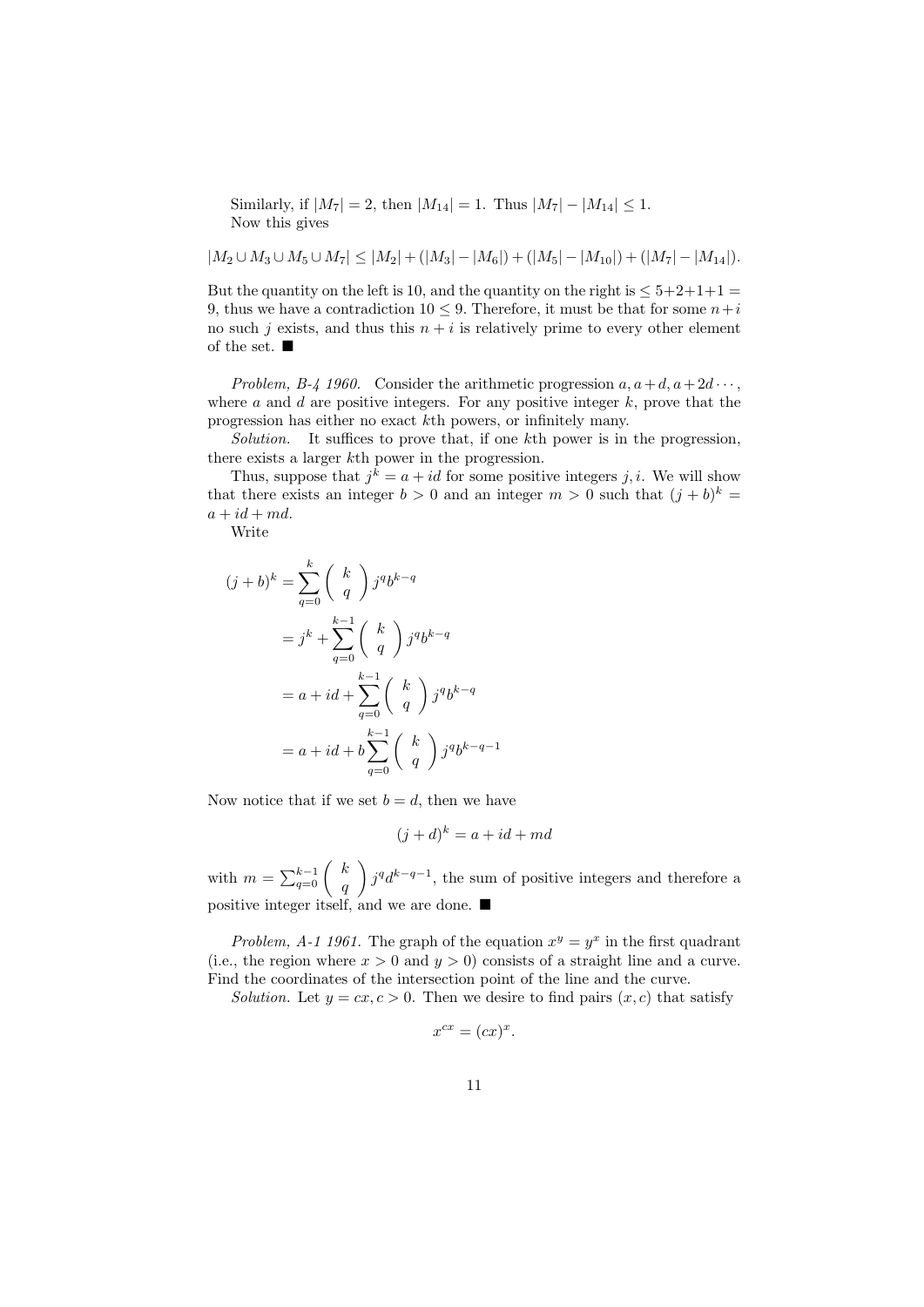Similarly, if $|M_7| = 2$, then $|M_{14}| = 1$. Thus $|M_7| - |M_{14}| \leq 1$.
Now this gives

$$|M_2 \cup M_3 \cup M_5 \cup M_7| \leq |M_2| + (|M_3| - |M_6|) + (|M_5| - |M_{10}|) + (|M_7| - |M_{14}|).$$

But the quantity on the left is 10, and the quantity on the right is $\leq 5+2+1+1 = 9$, thus we have a contradiction $10 \leq 9$. Therefore, it must be that for some $n+i$ no such $j$ exists, and thus this $n+i$ is relatively prime to every other element of the set. ■

*Problem, B-4 1960.* Consider the arithmetic progression $a, a+d, a+2d \cdots$, where $a$ and $d$ are positive integers. For any positive integer $k$, prove that the progression has either no exact $k$th powers, or infinitely many.

*Solution.* It suffices to prove that, if one $k$th power is in the progression, there exists a larger $k$th power in the progression.

Thus, suppose that $j^k = a + id$ for some positive integers $j, i$. We will show that there exists an integer $b > 0$ and an integer $m > 0$ such that $(j+b)^k = a + id + md$.

Write

$$\begin{aligned}
(j+b)^k &= \sum_{q=0}^{k} \binom{k}{q} j^q b^{k-q} \\
&= j^k + \sum_{q=0}^{k-1} \binom{k}{q} j^q b^{k-q} \\
&= a + id + \sum_{q=0}^{k-1} \binom{k}{q} j^q b^{k-q} \\
&= a + id + b \sum_{q=0}^{k-1} \binom{k}{q} j^q b^{k-q-1}
\end{aligned}$$

Now notice that if we set $b = d$, then we have

$$(j+d)^k = a + id + md$$

with $m = \sum_{q=0}^{k-1} \binom{k}{q} j^q d^{k-q-1}$, the sum of positive integers and therefore a positive integer itself, and we are done. ■

*Problem, A-1 1961.* The graph of the equation $x^y = y^x$ in the first quadrant (i.e., the region where $x > 0$ and $y > 0$) consists of a straight line and a curve. Find the coordinates of the intersection point of the line and the curve.

*Solution.* Let $y = cx, c > 0$. Then we desire to find pairs $(x, c)$ that satisfy

$$x^{cx} = (cx)^x.$$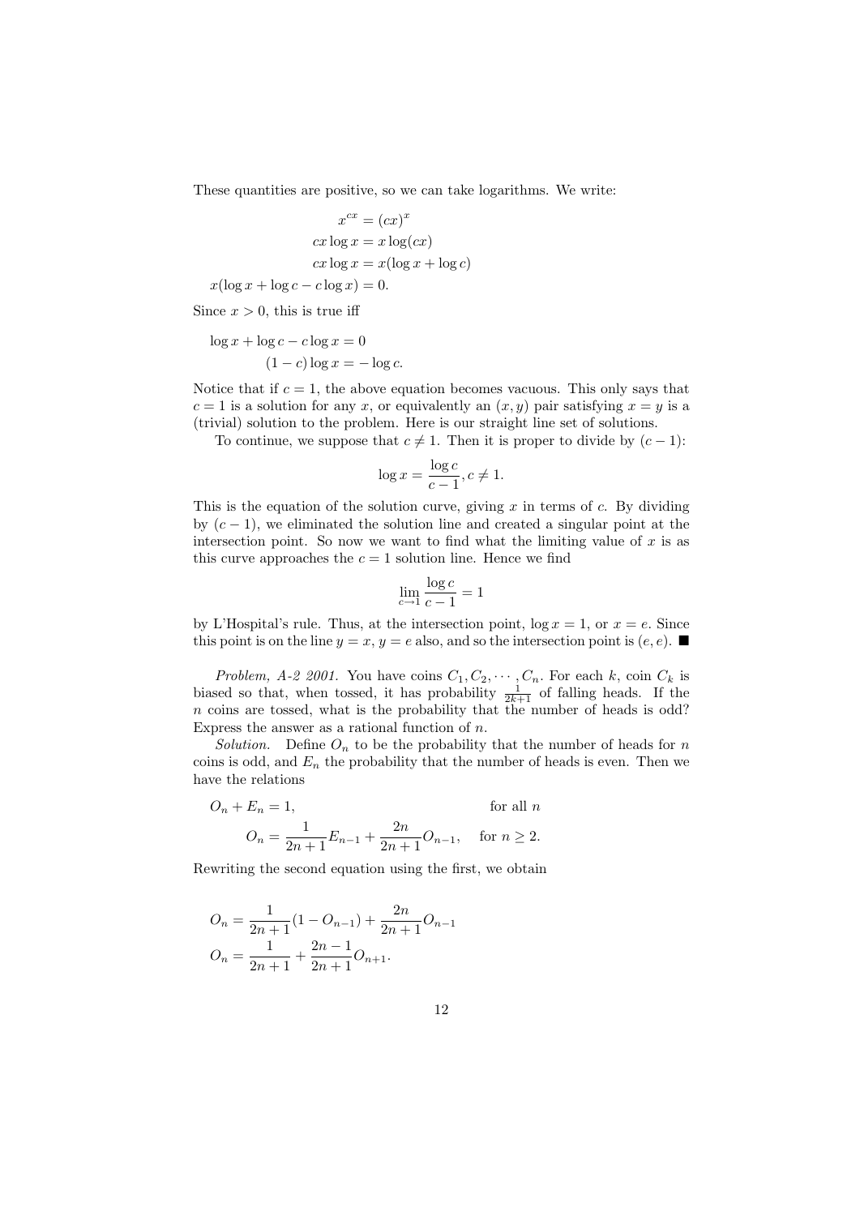These quantities are positive, so we can take logarithms. We write:

$$
\begin{aligned}
x^{cx} &= (cx)^x \\
cx \log x &= x \log(cx) \\
cx \log x &= x(\log x + \log c) \\
x(\log x + \log c - c \log x) &= 0.
\end{aligned}
$$

Since $x > 0$, this is true iff

$$
\begin{aligned}
\log x + \log c - c \log x &= 0 \\
(1 - c) \log x &= -\log c.
\end{aligned}
$$

Notice that if $c = 1$, the above equation becomes vacuous. This only says that $c = 1$ is a solution for any $x$, or equivalently an $(x, y)$ pair satisfying $x = y$ is a (trivial) solution to the problem. Here is our straight line set of solutions.

To continue, we suppose that $c \neq 1$. Then it is proper to divide by $(c - 1)$:

$$
\log x = \frac{\log c}{c - 1}, c \neq 1.
$$

This is the equation of the solution curve, giving $x$ in terms of $c$. By dividing by $(c - 1)$, we eliminated the solution line and created a singular point at the intersection point. So now we want to find what the limiting value of $x$ is as this curve approaches the $c = 1$ solution line. Hence we find

$$
\lim_{c \to 1} \frac{\log c}{c - 1} = 1
$$

by L'Hospital's rule. Thus, at the intersection point, $\log x = 1$, or $x = e$. Since this point is on the line $y = x$, $y = e$ also, and so the intersection point is $(e, e)$. ■

*Problem, A-2 2001.* You have coins $C_1, C_2, \cdots, C_n$. For each $k$, coin $C_k$ is biased so that, when tossed, it has probability $\frac{1}{2k+1}$ of falling heads. If the $n$ coins are tossed, what is the probability that the number of heads is odd? Express the answer as a rational function of $n$.

*Solution.* Define $O_n$ to be the probability that the number of heads for $n$ coins is odd, and $E_n$ the probability that the number of heads is even. Then we have the relations

$$
\begin{aligned}
O_n + E_n &= 1, && \text{for all } n \\
O_n &= \frac{1}{2n+1} E_{n-1} + \frac{2n}{2n+1} O_{n-1}, && \text{for } n \geq 2.
\end{aligned}
$$

Rewriting the second equation using the first, we obtain

$$
\begin{aligned}
O_n &= \frac{1}{2n+1}(1 - O_{n-1}) + \frac{2n}{2n+1} O_{n-1} \\
O_n &= \frac{1}{2n+1} + \frac{2n-1}{2n+1} O_{n+1}.
\end{aligned}
$$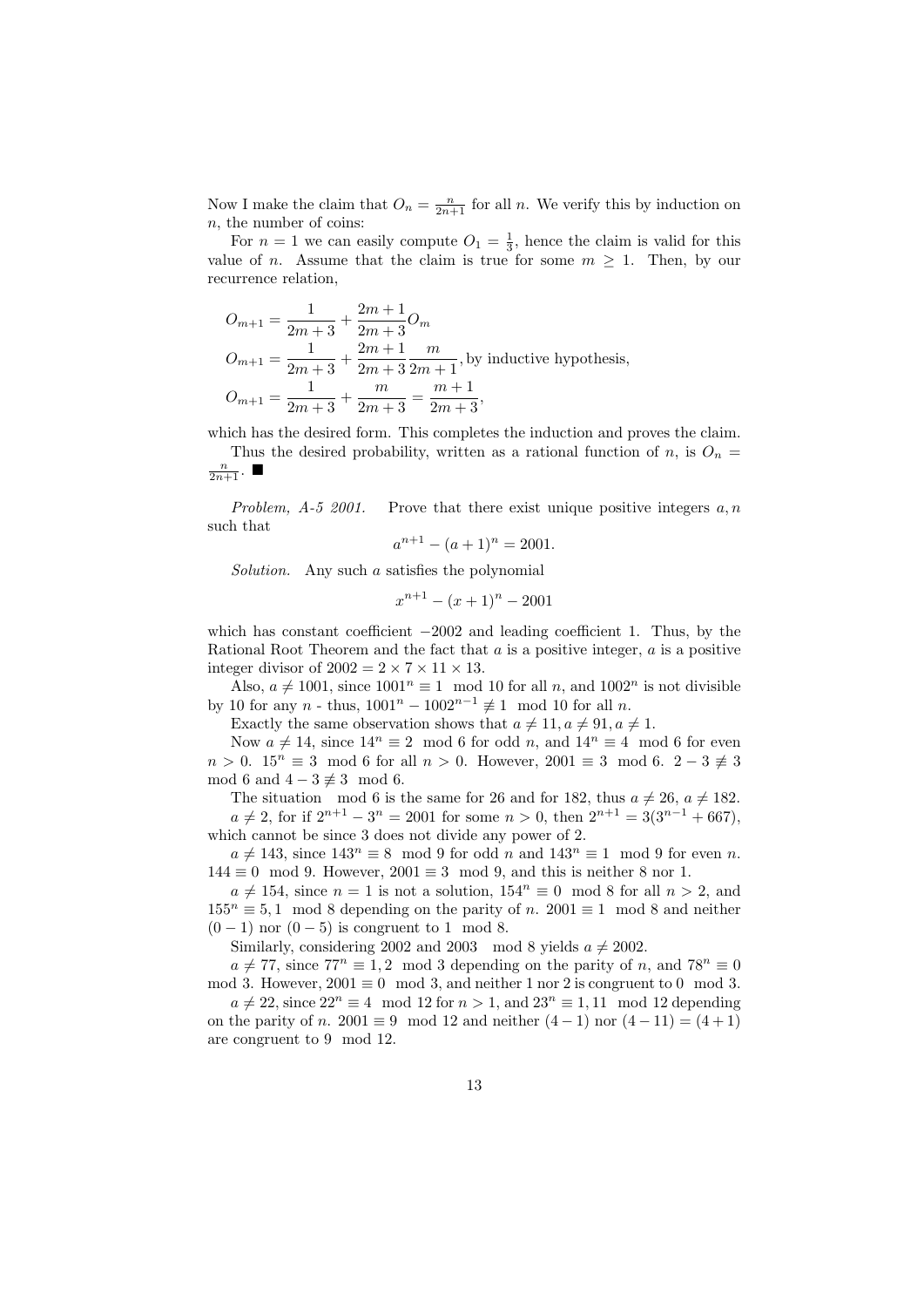Now I make the claim that $O_n = \frac{n}{2n+1}$ for all $n$. We verify this by induction on $n$, the number of coins:

For $n = 1$ we can easily compute $O_1 = \frac{1}{3}$, hence the claim is valid for this value of $n$. Assume that the claim is true for some $m \geq 1$. Then, by our recurrence relation,

$$
\begin{aligned}
O_{m+1} &= \frac{1}{2m+3} + \frac{2m+1}{2m+3} O_m \\
O_{m+1} &= \frac{1}{2m+3} + \frac{2m+1}{2m+3} \frac{m}{2m+1}, \text{by inductive hypothesis,} \\
O_{m+1} &= \frac{1}{2m+3} + \frac{m}{2m+3} = \frac{m+1}{2m+3},
\end{aligned}
$$

which has the desired form. This completes the induction and proves the claim.

Thus the desired probability, written as a rational function of $n$, is $O_n = \frac{n}{2n+1}$. ■

*Problem, A-5 2001.* Prove that there exist unique positive integers $a, n$ such that

$$a^{n+1} - (a+1)^n = 2001.$$

*Solution.* Any such $a$ satisfies the polynomial

$$x^{n+1} - (x+1)^n - 2001$$

which has constant coefficient $-2002$ and leading coefficient 1. Thus, by the Rational Root Theorem and the fact that $a$ is a positive integer, $a$ is a positive integer divisor of $2002 = 2 \times 7 \times 11 \times 13$.

Also, $a \neq 1001$, since $1001^n \equiv 1 \mod 10$ for all $n$, and $1002^n$ is not divisible by 10 for any $n$ - thus, $1001^n - 1002^{n-1} \not\equiv 1 \mod 10$ for all $n$.

Exactly the same observation shows that $a \neq 11, a \neq 91, a \neq 1$.

Now $a \neq 14$, since $14^n \equiv 2 \mod 6$ for odd $n$, and $14^n \equiv 4 \mod 6$ for even $n > 0$. $15^n \equiv 3 \mod 6$ for all $n > 0$. However, $2001 \equiv 3 \mod 6$. $2 - 3 \not\equiv 3 \mod 6$ and $4 - 3 \not\equiv 3 \mod 6$.

The situation $\mod 6$ is the same for 26 and for 182, thus $a \neq 26$, $a \neq 182$.

$a \neq 2$, for if $2^{n+1} - 3^n = 2001$ for some $n > 0$, then $2^{n+1} = 3(3^{n-1} + 667)$, which cannot be since 3 does not divide any power of 2.

$a \neq 143$, since $143^n \equiv 8 \mod 9$ for odd $n$ and $143^n \equiv 1 \mod 9$ for even $n$. $144 \equiv 0 \mod 9$. However, $2001 \equiv 3 \mod 9$, and this is neither 8 nor 1.

$a \neq 154$, since $n = 1$ is not a solution, $154^n \equiv 0 \mod 8$ for all $n > 2$, and $155^n \equiv 5, 1 \mod 8$ depending on the parity of $n$. $2001 \equiv 1 \mod 8$ and neither $(0-1)$ nor $(0-5)$ is congruent to $1 \mod 8$.

Similarly, considering 2002 and 2003 $\mod 8$ yields $a \neq 2002$.

$a \neq 77$, since $77^n \equiv 1, 2 \mod 3$ depending on the parity of $n$, and $78^n \equiv 0 \mod 3$. However, $2001 \equiv 0 \mod 3$, and neither 1 nor 2 is congruent to $0 \mod 3$.

$a \neq 22$, since $22^n \equiv 4 \mod 12$ for $n > 1$, and $23^n \equiv 1, 11 \mod 12$ depending on the parity of $n$. $2001 \equiv 9 \mod 12$ and neither $(4-1)$ nor $(4-11) = (4+1)$ are congruent to $9 \mod 12$.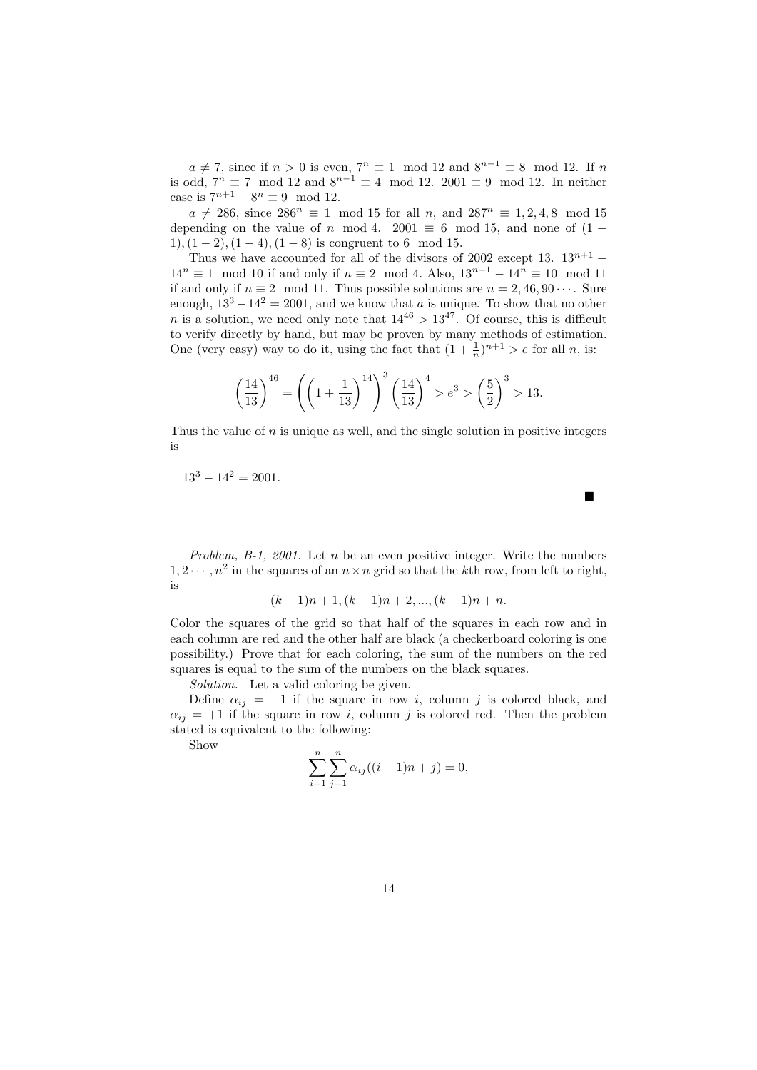$a \neq 7$, since if $n > 0$ is even, $7^n \equiv 1 \mod 12$ and $8^{n-1} \equiv 8 \mod 12$. If $n$ is odd, $7^n \equiv 7 \mod 12$ and $8^{n-1} \equiv 4 \mod 12$. $2001 \equiv 9 \mod 12$. In neither case is $7^{n+1} - 8^n \equiv 9 \mod 12$.

$a \neq 286$, since $286^n \equiv 1 \mod 15$ for all $n$, and $287^n \equiv 1, 2, 4, 8 \mod 15$ depending on the value of $n \mod 4$. $2001 \equiv 6 \mod 15$, and none of $(1-1), (1-2), (1-4), (1-8)$ is congruent to $6 \mod 15$.

Thus we have accounted for all of the divisors of 2002 except 13. $13^{n+1} - 14^n \equiv 1 \mod 10$ if and only if $n \equiv 2 \mod 4$. Also, $13^{n+1} - 14^n \equiv 10 \mod 11$ if and only if $n \equiv 2 \mod 11$. Thus possible solutions are $n = 2, 46, 90 \cdots$. Sure enough, $13^3 - 14^2 = 2001$, and we know that $a$ is unique. To show that no other $n$ is a solution, we need only note that $14^{46} > 13^{47}$. Of course, this is difficult to verify directly by hand, but may be proven by many methods of estimation. One (very easy) way to do it, using the fact that $(1 + \frac{1}{n})^{n+1} > e$ for all $n$, is:

$$\left(\frac{14}{13}\right)^{46} = \left(\left(1 + \frac{1}{13}\right)^{14}\right)^3 \left(\frac{14}{13}\right)^4 > e^3 > \left(\frac{5}{2}\right)^3 > 13.$$

Thus the value of $n$ is unique as well, and the single solution in positive integers is

$13^3 - 14^2 = 2001.$

■

*Problem, B-1, 2001.* Let $n$ be an even positive integer. Write the numbers $1, 2 \cdots, n^2$ in the squares of an $n \times n$ grid so that the $k$th row, from left to right, is

$$(k-1)n + 1, (k-1)n + 2, ..., (k-1)n + n.$$

Color the squares of the grid so that half of the squares in each row and in each column are red and the other half are black (a checkerboard coloring is one possibility.) Prove that for each coloring, the sum of the numbers on the red squares is equal to the sum of the numbers on the black squares.

*Solution.* Let a valid coloring be given.

Define $\alpha_{ij} = -1$ if the square in row $i$, column $j$ is colored black, and $\alpha_{ij} = +1$ if the square in row $i$, column $j$ is colored red. Then the problem stated is equivalent to the following:

Show

$$\sum_{i=1}^{n} \sum_{j=1}^{n} \alpha_{ij}((i-1)n + j) = 0,$$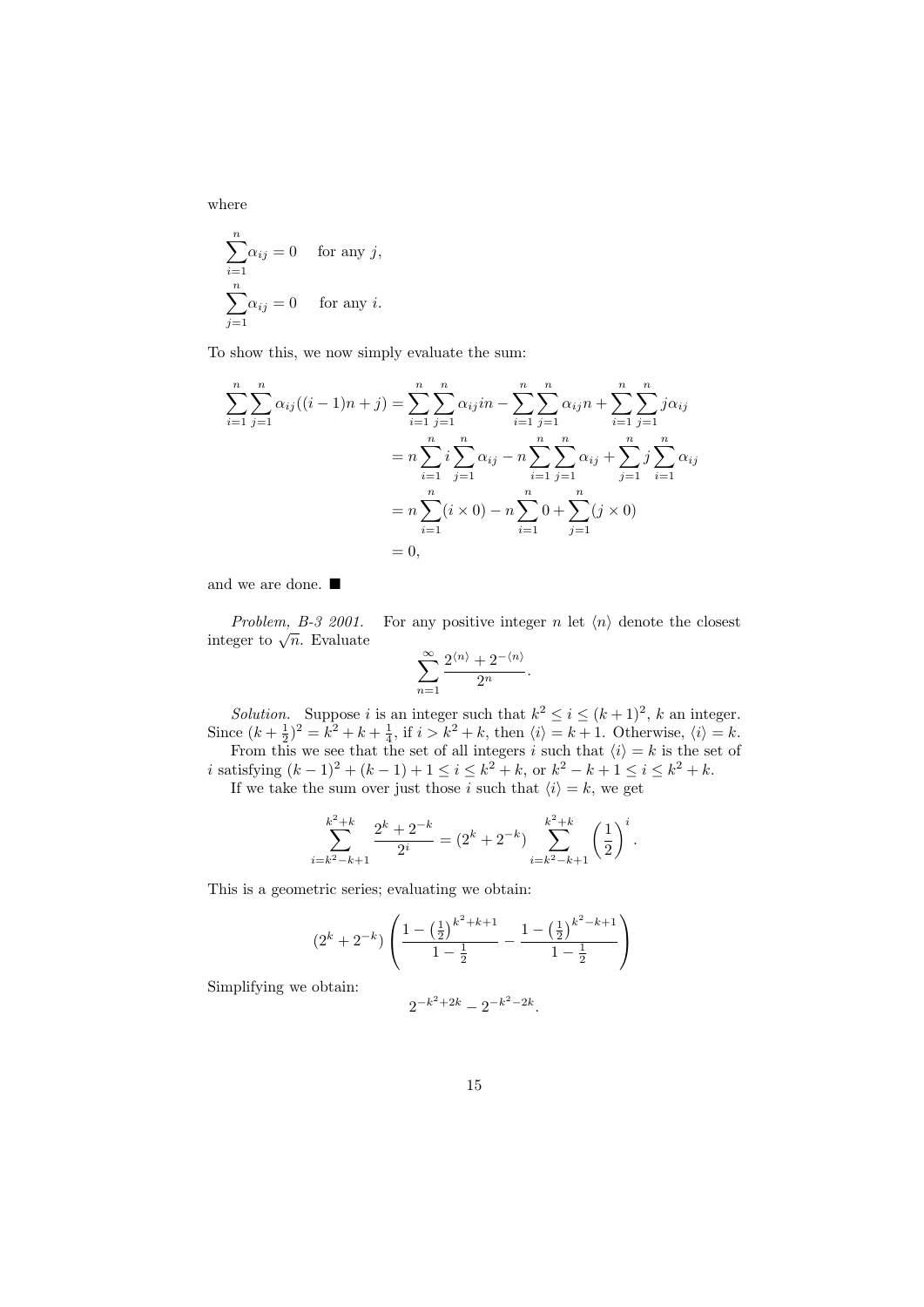where

$$\sum_{i=1}^{n} \alpha_{ij} = 0 \quad \text{for any } j,$$
$$\sum_{j=1}^{n} \alpha_{ij} = 0 \quad \text{for any } i.$$

To show this, we now simply evaluate the sum:

$$\begin{aligned}
\sum_{i=1}^{n}\sum_{j=1}^{n} \alpha_{ij}((i-1)n + j) &= \sum_{i=1}^{n}\sum_{j=1}^{n} \alpha_{ij} in - \sum_{i=1}^{n}\sum_{j=1}^{n} \alpha_{ij} n + \sum_{i=1}^{n}\sum_{j=1}^{n} j\alpha_{ij} \\
&= n\sum_{i=1}^{n} i \sum_{j=1}^{n} \alpha_{ij} - n\sum_{i=1}^{n}\sum_{j=1}^{n} \alpha_{ij} + \sum_{j=1}^{n} j \sum_{i=1}^{n} \alpha_{ij} \\
&= n\sum_{i=1}^{n}(i \times 0) - n\sum_{i=1}^{n} 0 + \sum_{j=1}^{n}(j \times 0) \\
&= 0,
\end{aligned}$$

and we are done. ■

*Problem, B-3 2001.* For any positive integer $n$ let $\langle n \rangle$ denote the closest integer to $\sqrt{n}$. Evaluate

$$\sum_{n=1}^{\infty} \frac{2^{\langle n \rangle} + 2^{-\langle n \rangle}}{2^n}.$$

*Solution.* Suppose $i$ is an integer such that $k^2 \le i \le (k+1)^2$, $k$ an integer. Since $(k + \frac{1}{2})^2 = k^2 + k + \frac{1}{4}$, if $i > k^2 + k$, then $\langle i \rangle = k + 1$. Otherwise, $\langle i \rangle = k$.

From this we see that the set of all integers $i$ such that $\langle i \rangle = k$ is the set of $i$ satisfying $(k-1)^2 + (k-1) + 1 \le i \le k^2 + k$, or $k^2 - k + 1 \le i \le k^2 + k$.

If we take the sum over just those $i$ such that $\langle i \rangle = k$, we get

$$\sum_{i=k^2-k+1}^{k^2+k} \frac{2^k + 2^{-k}}{2^i} = (2^k + 2^{-k}) \sum_{i=k^2-k+1}^{k^2+k} \left(\frac{1}{2}\right)^i.$$

This is a geometric series; evaluating we obtain:

$$(2^k + 2^{-k}) \left( \frac{1 - \left(\frac{1}{2}\right)^{k^2+k+1}}{1 - \frac{1}{2}} - \frac{1 - \left(\frac{1}{2}\right)^{k^2-k+1}}{1 - \frac{1}{2}} \right)$$

Simplifying we obtain:

$$2^{-k^2+2k} - 2^{-k^2-2k}.$$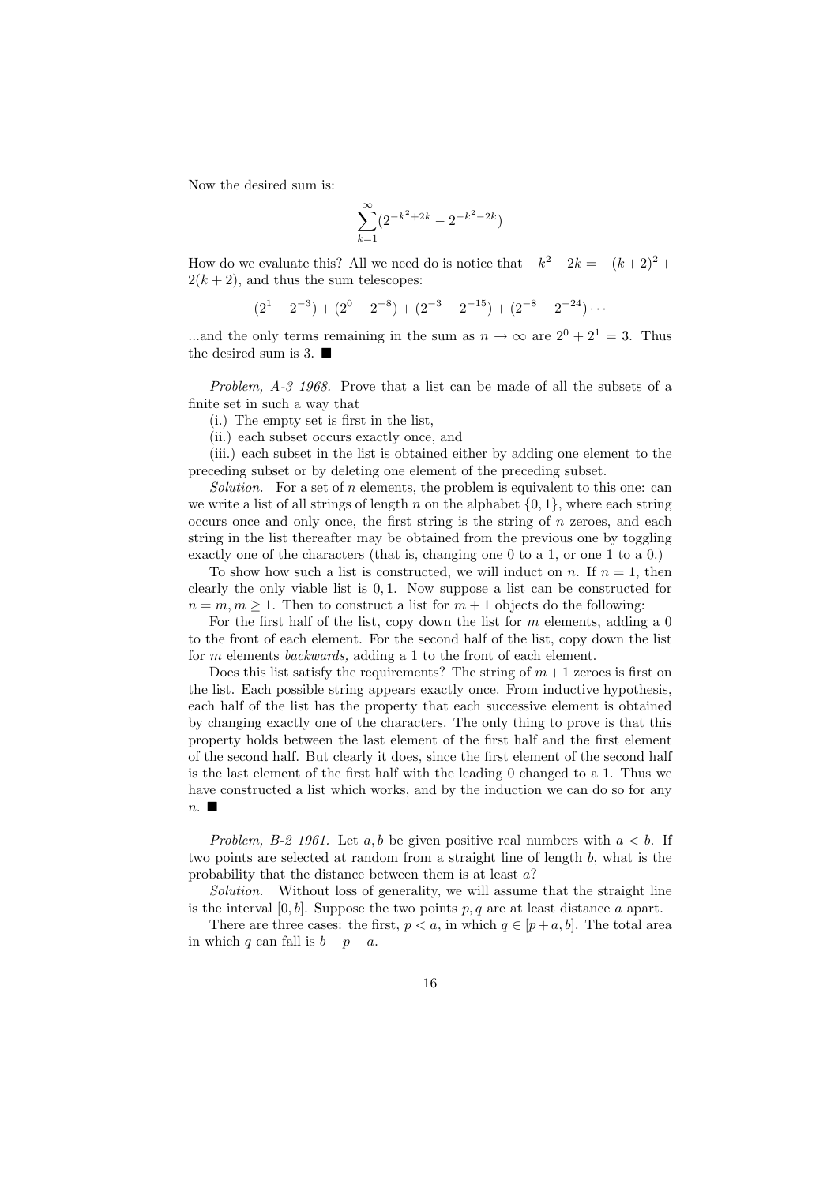Now the desired sum is:

$$\sum_{k=1}^{\infty}(2^{-k^2+2k} - 2^{-k^2-2k})$$

How do we evaluate this? All we need do is notice that $-k^2 - 2k = -(k+2)^2 + 2(k+2)$, and thus the sum telescopes:

$$(2^1 - 2^{-3}) + (2^0 - 2^{-8}) + (2^{-3} - 2^{-15}) + (2^{-8} - 2^{-24})\cdots$$

...and the only terms remaining in the sum as $n \to \infty$ are $2^0 + 2^1 = 3$. Thus the desired sum is 3. ■

*Problem, A-3 1968.* Prove that a list can be made of all the subsets of a finite set in such a way that

(i.) The empty set is first in the list,

(ii.) each subset occurs exactly once, and

(iii.) each subset in the list is obtained either by adding one element to the preceding subset or by deleting one element of the preceding subset.

*Solution.* For a set of $n$ elements, the problem is equivalent to this one: can we write a list of all strings of length $n$ on the alphabet $\{0, 1\}$, where each string occurs once and only once, the first string is the string of $n$ zeroes, and each string in the list thereafter may be obtained from the previous one by toggling exactly one of the characters (that is, changing one 0 to a 1, or one 1 to a 0.)

To show how such a list is constructed, we will induct on $n$. If $n = 1$, then clearly the only viable list is $0, 1$. Now suppose a list can be constructed for $n = m, m \geq 1$. Then to construct a list for $m + 1$ objects do the following:

For the first half of the list, copy down the list for $m$ elements, adding a 0 to the front of each element. For the second half of the list, copy down the list for $m$ elements *backwards,* adding a 1 to the front of each element.

Does this list satisfy the requirements? The string of $m + 1$ zeroes is first on the list. Each possible string appears exactly once. From inductive hypothesis, each half of the list has the property that each successive element is obtained by changing exactly one of the characters. The only thing to prove is that this property holds between the last element of the first half and the first element of the second half. But clearly it does, since the first element of the second half is the last element of the first half with the leading 0 changed to a 1. Thus we have constructed a list which works, and by the induction we can do so for any $n$. ■

*Problem, B-2 1961.* Let $a, b$ be given positive real numbers with $a < b$. If two points are selected at random from a straight line of length $b$, what is the probability that the distance between them is at least $a$?

*Solution.* Without loss of generality, we will assume that the straight line is the interval $[0, b]$. Suppose the two points $p, q$ are at least distance $a$ apart.

There are three cases: the first, $p < a$, in which $q \in [p + a, b]$. The total area in which $q$ can fall is $b - p - a$.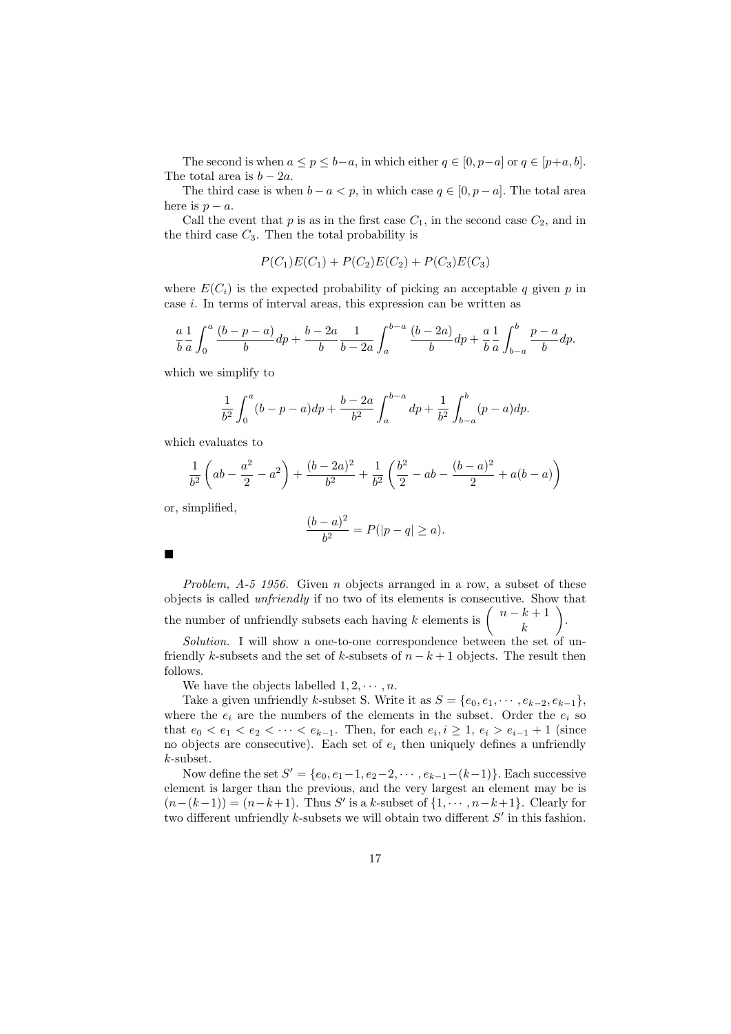The second is when $a \le p \le b-a$, in which either $q \in [0, p-a]$ or $q \in [p+a, b]$. The total area is $b - 2a$.

The third case is when $b - a < p$, in which case $q \in [0, p-a]$. The total area here is $p - a$.

Call the event that $p$ is as in the first case $C_1$, in the second case $C_2$, and in the third case $C_3$. Then the total probability is

$$P(C_1)E(C_1) + P(C_2)E(C_2) + P(C_3)E(C_3)$$

where $E(C_i)$ is the expected probability of picking an acceptable $q$ given $p$ in case $i$. In terms of interval areas, this expression can be written as

$$\frac{a}{b}\frac{1}{a}\int_0^a \frac{(b-p-a)}{b}dp + \frac{b-2a}{b}\frac{1}{b-2a}\int_a^{b-a}\frac{(b-2a)}{b}dp + \frac{a}{b}\frac{1}{a}\int_{b-a}^{b}\frac{p-a}{b}dp.$$

which we simplify to

$$\frac{1}{b^2}\int_0^a (b-p-a)dp + \frac{b-2a}{b^2}\int_a^{b-a}dp + \frac{1}{b^2}\int_{b-a}^{b}(p-a)dp.$$

which evaluates to

$$\frac{1}{b^2}\left(ab - \frac{a^2}{2} - a^2\right) + \frac{(b-2a)^2}{b^2} + \frac{1}{b^2}\left(\frac{b^2}{2} - ab - \frac{(b-a)^2}{2} + a(b-a)\right)$$

or, simplified,

$$\frac{(b-a)^2}{b^2} = P(|p-q| \ge a).$$

■

*Problem, A-5 1956.* Given $n$ objects arranged in a row, a subset of these objects is called *unfriendly* if no two of its elements is consecutive. Show that the number of unfriendly subsets each having $k$ elements is $\binom{n-k+1}{k}$.

*Solution.* I will show a one-to-one correspondence between the set of unfriendly $k$-subsets and the set of $k$-subsets of $n-k+1$ objects. The result then follows.

We have the objects labelled $1, 2, \cdots, n$.

Take a given unfriendly $k$-subset S. Write it as $S = \{e_0, e_1, \cdots, e_{k-2}, e_{k-1}\}$, where the $e_i$ are the numbers of the elements in the subset. Order the $e_i$ so that $e_0 < e_1 < e_2 < \cdots < e_{k-1}$. Then, for each $e_i, i \ge 1$, $e_i > e_{i-1} + 1$ (since no objects are consecutive). Each set of $e_i$ then uniquely defines a unfriendly $k$-subset.

Now define the set $S' = \{e_0, e_1 - 1, e_2 - 2, \cdots, e_{k-1} - (k-1)\}$. Each successive element is larger than the previous, and the very largest an element may be is $(n-(k-1)) = (n-k+1)$. Thus $S'$ is a $k$-subset of $\{1, \cdots, n-k+1\}$. Clearly for two different unfriendly $k$-subsets we will obtain two different $S'$ in this fashion.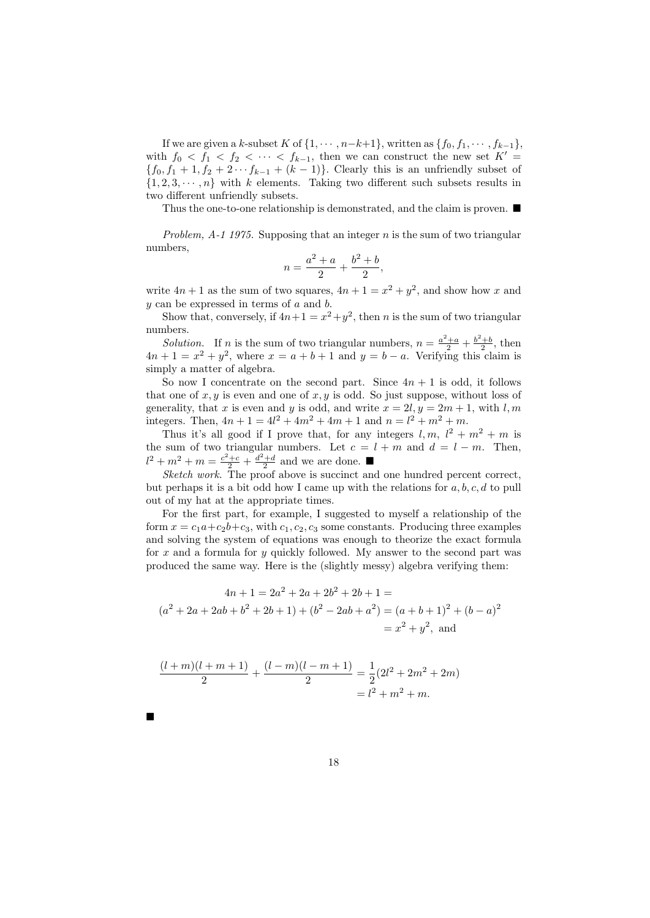If we are given a $k$-subset $K$ of $\{1, \cdots, n-k+1\}$, written as $\{f_0, f_1, \cdots, f_{k-1}\}$, with $f_0 < f_1 < f_2 < \cdots < f_{k-1}$, then we can construct the new set $K' = \{f_0, f_1 + 1, f_2 + 2 \cdots f_{k-1} + (k-1)\}$. Clearly this is an unfriendly subset of $\{1, 2, 3, \cdots, n\}$ with $k$ elements. Taking two different such subsets results in two different unfriendly subsets.

Thus the one-to-one relationship is demonstrated, and the claim is proven. ■

*Problem, A-1 1975.* Supposing that an integer $n$ is the sum of two triangular numbers,

$$n = \frac{a^2 + a}{2} + \frac{b^2 + b}{2},$$

write $4n + 1$ as the sum of two squares, $4n + 1 = x^2 + y^2$, and show how $x$ and $y$ can be expressed in terms of $a$ and $b$.

Show that, conversely, if $4n+1 = x^2+y^2$, then $n$ is the sum of two triangular numbers.

*Solution.* If $n$ is the sum of two triangular numbers, $n = \frac{a^2+a}{2} + \frac{b^2+b}{2}$, then $4n + 1 = x^2 + y^2$, where $x = a + b + 1$ and $y = b - a$. Verifying this claim is simply a matter of algebra.

So now I concentrate on the second part. Since $4n + 1$ is odd, it follows that one of $x, y$ is even and one of $x, y$ is odd. So just suppose, without loss of generality, that $x$ is even and $y$ is odd, and write $x = 2l, y = 2m + 1$, with $l, m$ integers. Then, $4n + 1 = 4l^2 + 4m^2 + 4m + 1$ and $n = l^2 + m^2 + m$.

Thus it's all good if I prove that, for any integers $l, m$, $l^2 + m^2 + m$ is the sum of two triangular numbers. Let $c = l + m$ and $d = l - m$. Then, $l^2 + m^2 + m = \frac{c^2+c}{2} + \frac{d^2+d}{2}$ and we are done. ■

*Sketch work.* The proof above is succinct and one hundred percent correct, but perhaps it is a bit odd how I came up with the relations for $a, b, c, d$ to pull out of my hat at the appropriate times.

For the first part, for example, I suggested to myself a relationship of the form $x = c_1a+c_2b+c_3$, with $c_1, c_2, c_3$ some constants. Producing three examples and solving the system of equations was enough to theorize the exact formula for $x$ and a formula for $y$ quickly followed. My answer to the second part was produced the same way. Here is the (slightly messy) algebra verifying them:

$$\begin{aligned}4n + 1 = 2a^2 + 2a + 2b^2 + 2b + 1 = \\ (a^2 + 2a + 2ab + b^2 + 2b + 1) + (b^2 - 2ab + a^2) = (a + b + 1)^2 + (b - a)^2 \\ = x^2 + y^2, \text{ and}\end{aligned}$$

$$\begin{aligned}\frac{(l+m)(l+m+1)}{2} + \frac{(l-m)(l-m+1)}{2} &= \frac{1}{2}(2l^2 + 2m^2 + 2m) \\ &= l^2 + m^2 + m.\end{aligned}$$

■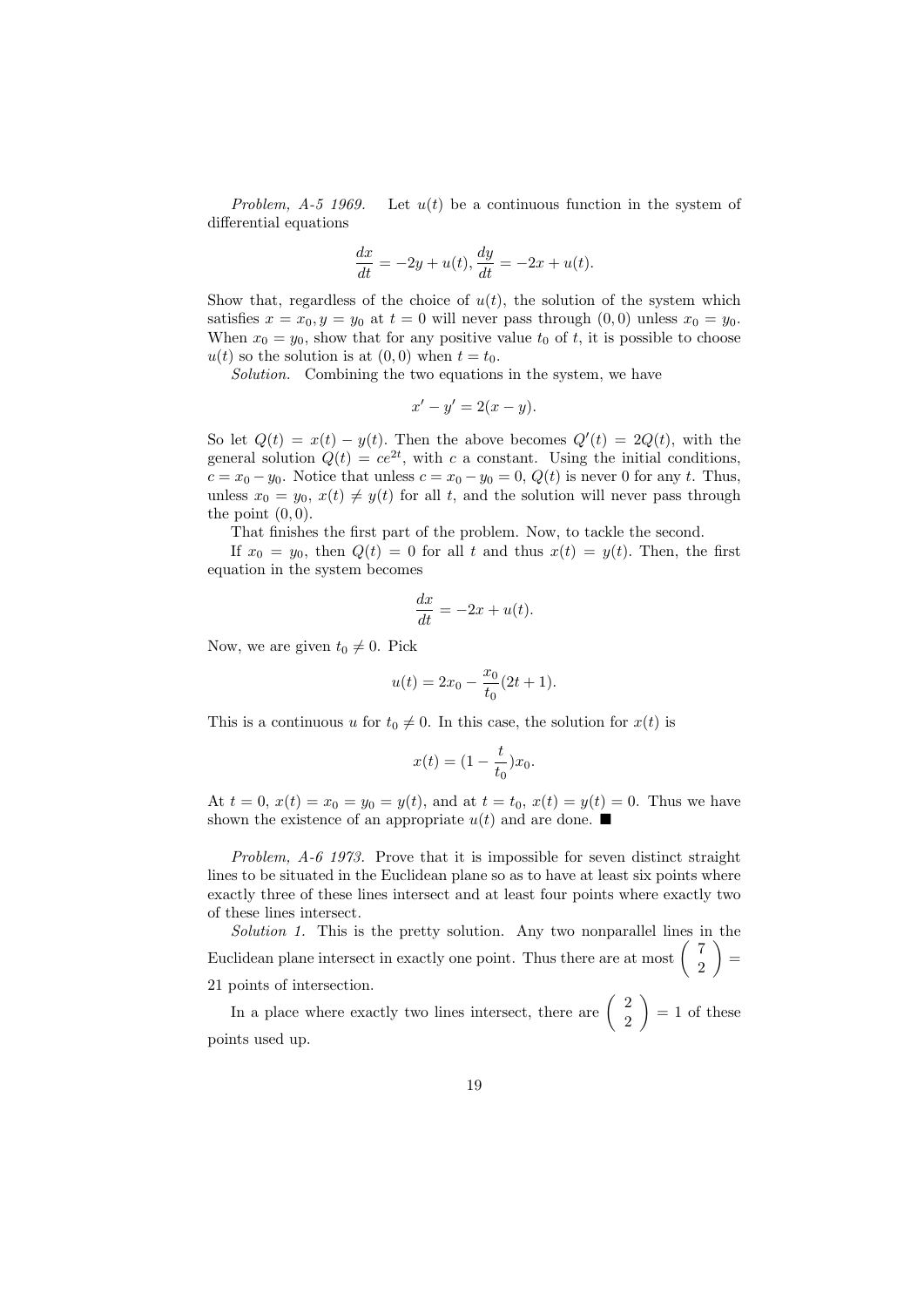*Problem, A-5 1969.* Let $u(t)$ be a continuous function in the system of differential equations

$$\frac{dx}{dt} = -2y + u(t), \frac{dy}{dt} = -2x + u(t).$$

Show that, regardless of the choice of $u(t)$, the solution of the system which satisfies $x = x_0, y = y_0$ at $t = 0$ will never pass through $(0, 0)$ unless $x_0 = y_0$. When $x_0 = y_0$, show that for any positive value $t_0$ of $t$, it is possible to choose $u(t)$ so the solution is at $(0, 0)$ when $t = t_0$.

*Solution.* Combining the two equations in the system, we have

$$x' - y' = 2(x - y).$$

So let $Q(t) = x(t) - y(t)$. Then the above becomes $Q'(t) = 2Q(t)$, with the general solution $Q(t) = ce^{2t}$, with $c$ a constant. Using the initial conditions, $c = x_0 - y_0$. Notice that unless $c = x_0 - y_0 = 0$, $Q(t)$ is never 0 for any $t$. Thus, unless $x_0 = y_0$, $x(t) \neq y(t)$ for all $t$, and the solution will never pass through the point $(0, 0)$.

That finishes the first part of the problem. Now, to tackle the second.

If $x_0 = y_0$, then $Q(t) = 0$ for all $t$ and thus $x(t) = y(t)$. Then, the first equation in the system becomes

$$\frac{dx}{dt} = -2x + u(t).$$

Now, we are given $t_0 \neq 0$. Pick

$$u(t) = 2x_0 - \frac{x_0}{t_0}(2t + 1).$$

This is a continuous $u$ for $t_0 \neq 0$. In this case, the solution for $x(t)$ is

$$x(t) = (1 - \frac{t}{t_0})x_0.$$

At $t = 0$, $x(t) = x_0 = y_0 = y(t)$, and at $t = t_0$, $x(t) = y(t) = 0$. Thus we have shown the existence of an appropriate $u(t)$ and are done. ■

*Problem, A-6 1973.* Prove that it is impossible for seven distinct straight lines to be situated in the Euclidean plane so as to have at least six points where exactly three of these lines intersect and at least four points where exactly two of these lines intersect.

*Solution 1.* This is the pretty solution. Any two nonparallel lines in the Euclidean plane intersect in exactly one point. Thus there are at most $\binom{7}{2} = 21$ points of intersection.

In a place where exactly two lines intersect, there are $\binom{2}{2} = 1$ of these points used up.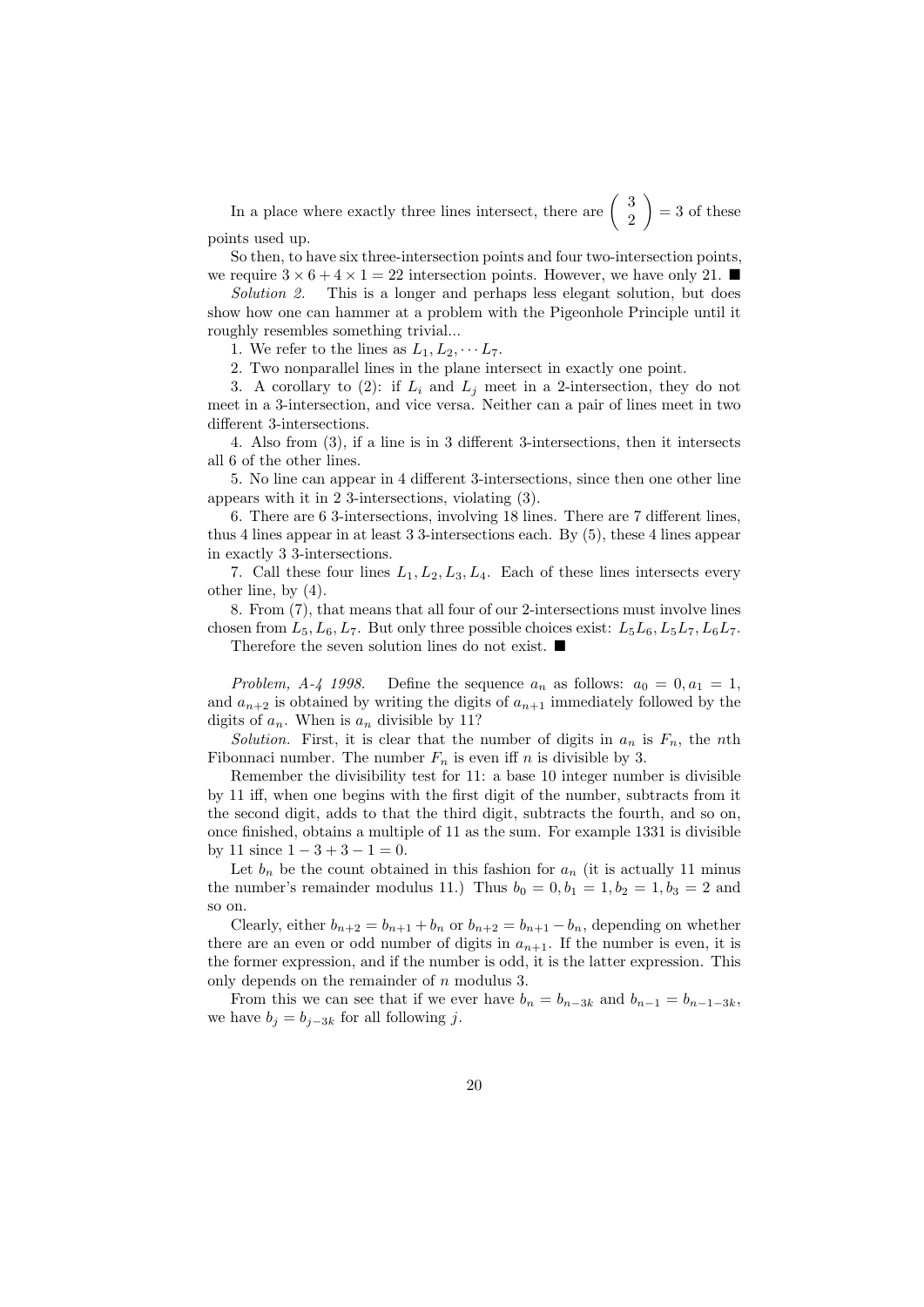In a place where exactly three lines intersect, there are $\begin{pmatrix} 3 \\ 2 \end{pmatrix} = 3$ of these points used up.

So then, to have six three-intersection points and four two-intersection points, we require $3 \times 6 + 4 \times 1 = 22$ intersection points. However, we have only 21. ■

*Solution 2.* This is a longer and perhaps less elegant solution, but does show how one can hammer at a problem with the Pigeonhole Principle until it roughly resembles something trivial...

1. We refer to the lines as $L_1, L_2, \cdots L_7$.

2. Two nonparallel lines in the plane intersect in exactly one point.

3. A corollary to (2): if $L_i$ and $L_j$ meet in a 2-intersection, they do not meet in a 3-intersection, and vice versa. Neither can a pair of lines meet in two different 3-intersections.

4. Also from (3), if a line is in 3 different 3-intersections, then it intersects all 6 of the other lines.

5. No line can appear in 4 different 3-intersections, since then one other line appears with it in 2 3-intersections, violating (3).

6. There are 6 3-intersections, involving 18 lines. There are 7 different lines, thus 4 lines appear in at least 3 3-intersections each. By (5), these 4 lines appear in exactly 3 3-intersections.

7. Call these four lines $L_1, L_2, L_3, L_4$. Each of these lines intersects every other line, by (4).

8. From (7), that means that all four of our 2-intersections must involve lines chosen from $L_5, L_6, L_7$. But only three possible choices exist: $L_5L_6, L_5L_7, L_6L_7$.

Therefore the seven solution lines do not exist. ■

*Problem, A-4 1998.* Define the sequence $a_n$ as follows: $a_0 = 0, a_1 = 1$, and $a_{n+2}$ is obtained by writing the digits of $a_{n+1}$ immediately followed by the digits of $a_n$. When is $a_n$ divisible by 11?

*Solution.* First, it is clear that the number of digits in $a_n$ is $F_n$, the $n$th Fibonnaci number. The number $F_n$ is even iff $n$ is divisible by 3.

Remember the divisibility test for 11: a base 10 integer number is divisible by 11 iff, when one begins with the first digit of the number, subtracts from it the second digit, adds to that the third digit, subtracts the fourth, and so on, once finished, obtains a multiple of 11 as the sum. For example 1331 is divisible by 11 since $1 - 3 + 3 - 1 = 0$.

Let $b_n$ be the count obtained in this fashion for $a_n$ (it is actually 11 minus the number's remainder modulus 11.) Thus $b_0 = 0, b_1 = 1, b_2 = 1, b_3 = 2$ and so on.

Clearly, either $b_{n+2} = b_{n+1} + b_n$ or $b_{n+2} = b_{n+1} - b_n$, depending on whether there are an even or odd number of digits in $a_{n+1}$. If the number is even, it is the former expression, and if the number is odd, it is the latter expression. This only depends on the remainder of $n$ modulus 3.

From this we can see that if we ever have $b_n = b_{n-3k}$ and $b_{n-1} = b_{n-1-3k}$, we have $b_j = b_{j-3k}$ for all following $j$.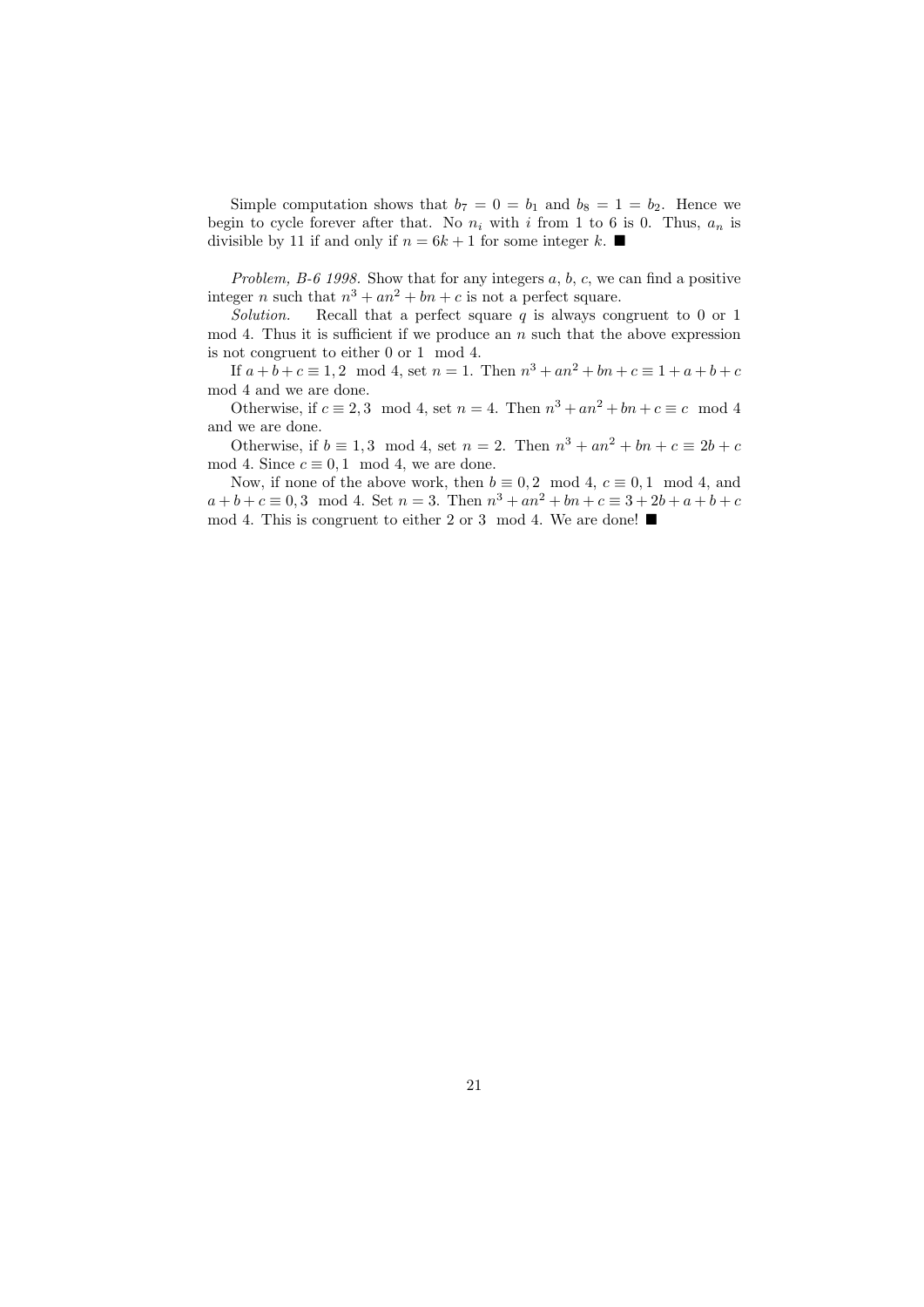Simple computation shows that $b_7 = 0 = b_1$ and $b_8 = 1 = b_2$. Hence we begin to cycle forever after that. No $n_i$ with $i$ from 1 to 6 is 0. Thus, $a_n$ is divisible by 11 if and only if $n = 6k + 1$ for some integer $k$. ■

*Problem, B-6 1998.* Show that for any integers $a$, $b$, $c$, we can find a positive integer $n$ such that $n^3 + an^2 + bn + c$ is not a perfect square.

*Solution.* Recall that a perfect square $q$ is always congruent to 0 or 1 mod 4. Thus it is sufficient if we produce an $n$ such that the above expression is not congruent to either 0 or 1 mod 4.

If $a + b + c \equiv 1, 2 \mod 4$, set $n = 1$. Then $n^3 + an^2 + bn + c \equiv 1 + a + b + c$ mod 4 and we are done.

Otherwise, if $c \equiv 2, 3 \mod 4$, set $n = 4$. Then $n^3 + an^2 + bn + c \equiv c \mod 4$ and we are done.

Otherwise, if $b \equiv 1, 3 \mod 4$, set $n = 2$. Then $n^3 + an^2 + bn + c \equiv 2b + c$ mod 4. Since $c \equiv 0, 1 \mod 4$, we are done.

Now, if none of the above work, then $b \equiv 0, 2 \mod 4$, $c \equiv 0, 1 \mod 4$, and $a + b + c \equiv 0, 3 \mod 4$. Set $n = 3$. Then $n^3 + an^2 + bn + c \equiv 3 + 2b + a + b + c$ mod 4. This is congruent to either 2 or 3 mod 4. We are done! ■